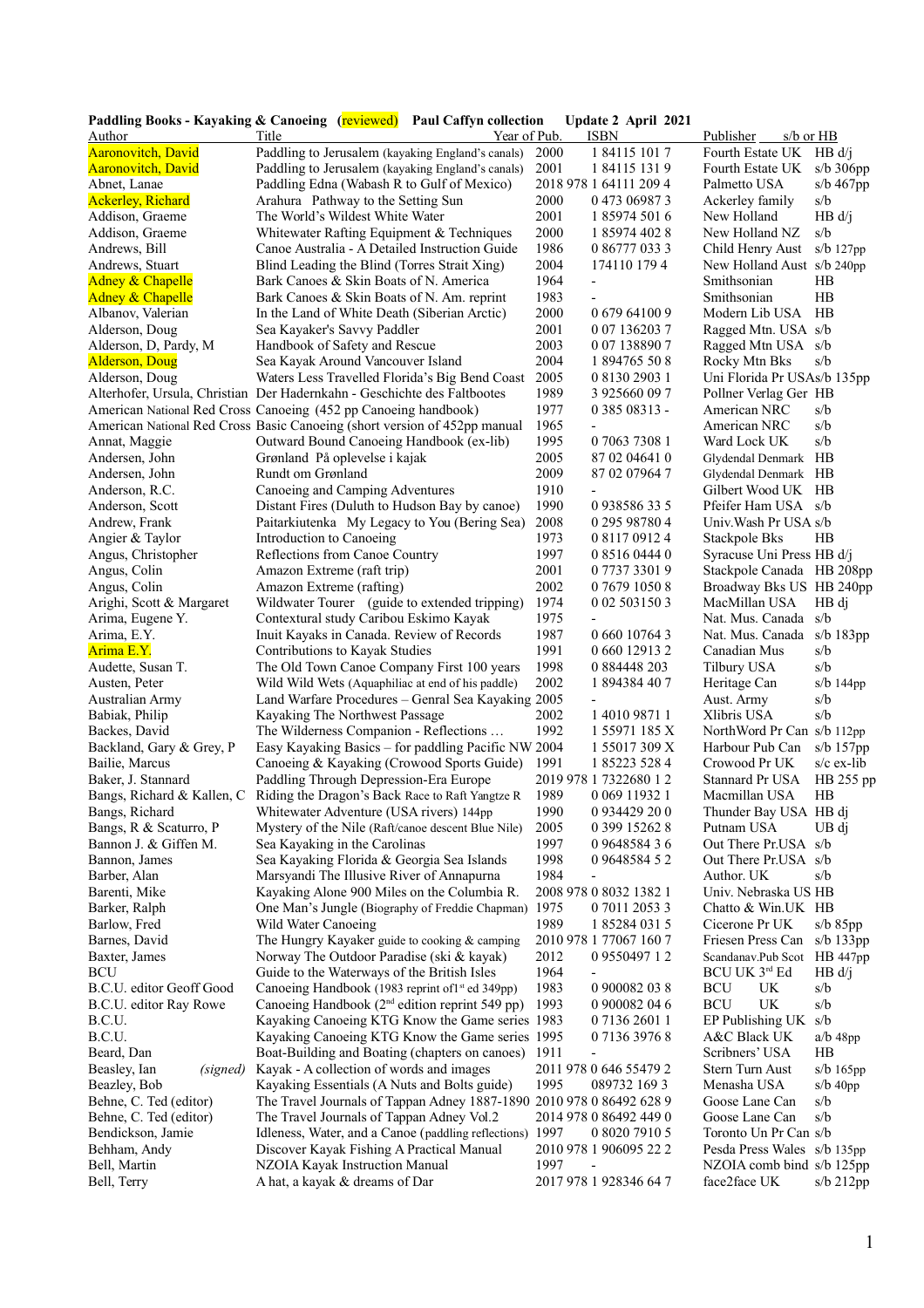**Paddling Books - Kayaking & Canoeing (reviewed) Paul Caffyn collection Update 2 April 2021**

| Author | Title | Year of Pub. | ISBN | Publisher | s/b or HB |
|---|---|---|---|---|---|
| Aaronovitch, David | Paddling to Jerusalem (kayaking England's canals) | 2000 | 1 84115 101 7 | Fourth Estate UK | HB d/j |
| Aaronovitch, David | Paddling to Jerusalem (kayaking England's canals) | 2001 | 1 84115 131 9 | Fourth Estate UK | s/b 306pp |
| Abnet, Lanae | Paddling Edna (Wabash R to Gulf of Mexico) | 2018 | 978 1 64111 209 4 | Palmetto USA | s/b 467pp |
| Ackerley, Richard | Arahura Pathway to the Setting Sun | 2000 | 0 473 06987 3 | Ackerley family | s/b |
| Addison, Graeme | The World's Wildest White Water | 2001 | 1 85974 501 6 | New Holland | HB d/j |
| Addison, Graeme | Whitewater Rafting Equipment & Techniques | 2000 | 1 85974 402 8 | New Holland NZ | s/b |
| Andrews, Bill | Canoe Australia - A Detailed Instruction Guide | 1986 | 0 86777 033 3 | Child Henry Aust | s/b 127pp |
| Andrews, Stuart | Blind Leading the Blind (Torres Strait Xing) | 2004 | 174110 179 4 | New Holland Aust | s/b 240pp |
| Adney & Chapelle | Bark Canoes & Skin Boats of N. America | 1964 | - | Smithsonian | HB |
| Adney & Chapelle | Bark Canoes & Skin Boats of N. Am. reprint | 1983 | - | Smithsonian | HB |
| Albanov, Valerian | In the Land of White Death (Siberian Arctic) | 2000 | 0 679 64100 9 | Modern Lib USA | HB |
| Alderson, Doug | Sea Kayaker's Savvy Paddler | 2001 | 0 07 136203 7 | Ragged Mtn. USA | s/b |
| Alderson, D, Pardy, M | Handbook of Safety and Rescue | 2003 | 0 07 138890 7 | Ragged Mtn USA | s/b |
| Alderson, Doug | Sea Kayak Around Vancouver Island | 2004 | 1 894765 50 8 | Rocky Mtn Bks | s/b |
| Alderson, Doug | Waters Less Travelled Florida's Big Bend Coast | 2005 | 0 8130 2903 1 | Uni Florida Pr USA | s/b 135pp |
| Alterhofer, Ursula, Christian | Der Hadernkahn - Geschichte des Faltbootes | 1989 | 3 925660 09 7 | Pollner Verlag Ger | HB |
| American National Red Cross | Canoeing (452 pp Canoeing handbook) | 1977 | 0 385 08313 - | American NRC | s/b |
| American National Red Cross | Basic Canoeing (short version of 452pp manual | 1965 | - | American NRC | s/b |
| Annat, Maggie | Outward Bound Canoeing Handbook (ex-lib) | 1995 | 0 7063 7308 1 | Ward Lock UK | s/b |
| Andersen, John | Grønland På oplevelse i kajak | 2005 | 87 02 04641 0 | Glydendal Denmark | HB |
| Andersen, John | Rundt om Grønland | 2009 | 87 02 07964 7 | Glydendal Denmark | HB |
| Anderson, R.C. | Canoeing and Camping Adventures | 1910 | - | Gilbert Wood UK | HB |
| Anderson, Scott | Distant Fires (Duluth to Hudson Bay by canoe) | 1990 | 0 938586 33 5 | Pfeifer Ham USA | s/b |
| Andrew, Frank | Paitarkiutenka My Legacy to You (Bering Sea) | 2008 | 0 295 98780 4 | Univ.Wash Pr USA | s/b |
| Angier & Taylor | Introduction to Canoeing | 1973 | 0 8117 0912 4 | Stackpole Bks | HB |
| Angus, Christopher | Reflections from Canoe Country | 1997 | 0 8516 0444 0 | Syracuse Uni Press | HB d/j |
| Angus, Colin | Amazon Extreme (raft trip) | 2001 | 0 7737 3301 9 | Stackpole Canada | HB 208pp |
| Angus, Colin | Amazon Extreme (rafting) | 2002 | 0 7679 1050 8 | Broadway Bks US | HB 240pp |
| Arighi, Scott & Margaret | Wildwater Tourer (guide to extended tripping) | 1974 | 0 02 503150 3 | MacMillan USA | HB dj |
| Arima, Eugene Y. | Contextural study Caribou Eskimo Kayak | 1975 | - | Nat. Mus. Canada | s/b |
| Arima, E.Y. | Inuit Kayaks in Canada. Review of Records | 1987 | 0 660 10764 3 | Nat. Mus. Canada | s/b 183pp |
| Arima E.Y. | Contributions to Kayak Studies | 1991 | 0 660 12913 2 | Canadian Mus | s/b |
| Audette, Susan T. | The Old Town Canoe Company First 100 years | 1998 | 0 884448 203 | Tilbury USA | s/b |
| Austen, Peter | Wild Wild Wets (Aquaphiliac at end of his paddle) | 2002 | 1 894384 40 7 | Heritage Can | s/b 144pp |
| Australian Army | Land Warfare Procedures – Genral Sea Kayaking | 2005 | - | Aust. Army | s/b |
| Babiak, Philip | Kayaking The Northwest Passage | 2002 | 1 4010 9871 1 | Xlibris USA | s/b |
| Backes, David | The Wilderness Companion - Reflections … | 1992 | 1 55971 185 X | NorthWord Pr Can | s/b 112pp |
| Backland, Gary & Grey, P | Easy Kayaking Basics – for paddling Pacific NW | 2004 | 1 55017 309 X | Harbour Pub Can | s/b 157pp |
| Bailie, Marcus | Canoeing & Kayaking (Crowood Sports Guide) | 1991 | 1 85223 528 4 | Crowood Pr UK | s/c ex-lib |
| Baker, J. Stannard | Paddling Through Depression-Era Europe | 2019 | 978 1 7322680 1 2 | Stannard Pr USA | HB 255 pp |
| Bangs, Richard & Kallen, C | Riding the Dragon's Back Race to Raft Yangtze R | 1989 | 0 069 11932 1 | Macmillan USA | HB |
| Bangs, Richard | Whitewater Adventure (USA rivers) 144pp | 1990 | 0 934429 20 0 | Thunder Bay USA | HB dj |
| Bangs, R & Scaturro, P | Mystery of the Nile (Raft/canoe descent Blue Nile) | 2005 | 0 399 15262 8 | Putnam USA | UB dj |
| Bannon J. & Giffen M. | Sea Kayaking in the Carolinas | 1997 | 0 9648584 3 6 | Out There Pr.USA | s/b |
| Bannon, James | Sea Kayaking Florida & Georgia Sea Islands | 1998 | 0 9648584 5 2 | Out There Pr.USA | s/b |
| Barber, Alan | Marsyandi The Illusive River of Annapurna | 1984 | - | Author. UK | s/b |
| Barenti, Mike | Kayaking Alone 900 Miles on the Columbia R. | 2008 | 978 0 8032 1382 1 | Univ. Nebraska US | HB |
| Barker, Ralph | One Man's Jungle (Biography of Freddie Chapman) | 1975 | 0 7011 2053 3 | Chatto & Win.UK | HB |
| Barlow, Fred | Wild Water Canoeing | 1989 | 1 85284 031 5 | Cicerone Pr UK | s/b 85pp |
| Barnes, David | The Hungry Kayaker guide to cooking & camping | 2010 | 978 1 77067 160 7 | Friesen Press Can | s/b 133pp |
| Baxter, James | Norway The Outdoor Paradise (ski & kayak) | 2012 | 0 9550497 1 2 | Scandanav.Pub Scot | HB 447pp |
| BCU | Guide to the Waterways of the British Isles | 1964 | - | BCU UK 3rd Ed | HB d/j |
| B.C.U. editor Geoff Good | Canoeing Handbook (1983 reprint of 1st ed 349pp) | 1983 | 0 900082 03 8 | BCU UK | s/b |
| B.C.U. editor Ray Rowe | Canoeing Handbook (2nd edition reprint 549 pp) | 1993 | 0 900082 04 6 | BCU UK | s/b |
| B.C.U. | Kayaking Canoeing KTG Know the Game series | 1983 | 0 7136 2601 1 | EP Publishing UK | s/b |
| B.C.U. | Kayaking Canoeing KTG Know the Game series | 1995 | 0 7136 3976 8 | A&C Black UK | a/b 48pp |
| Beard, Dan | Boat-Building and Boating (chapters on canoes) | 1911 | - | Scribners' USA | HB |
| Beasley, Ian *(signed)* | Kayak - A collection of words and images | 2011 | 978 0 646 55479 2 | Stern Turn Aust | s/b 165pp |
| Beazley, Bob | Kayaking Essentials (A Nuts and Bolts guide) | 1995 | 089732 169 3 | Menasha USA | s/b 40pp |
| Behne, C. Ted (editor) | The Travel Journals of Tappan Adney 1887-1890 | 2010 | 978 0 86492 628 9 | Goose Lane Can | s/b |
| Behne, C. Ted (editor) | The Travel Journals of Tappan Adney Vol.2 | 2014 | 978 0 86492 449 0 | Goose Lane Can | s/b |
| Bendickson, Jamie | Idleness, Water, and a Canoe (paddling reflections) | 1997 | 0 8020 7910 5 | Toronto Un Pr Can | s/b |
| Behham, Andy | Discover Kayak Fishing A Practical Manual | 2010 | 978 1 906095 22 2 | Pesda Press Wales | s/b 135pp |
| Bell, Martin | NZOIA Kayak Instruction Manual | 1997 | - | NZOIA comb bind | s/b 125pp |
| Bell, Terry | A hat, a kayak & dreams of Dar | 2017 | 978 1 928346 64 7 | face2face UK | s/b 212pp |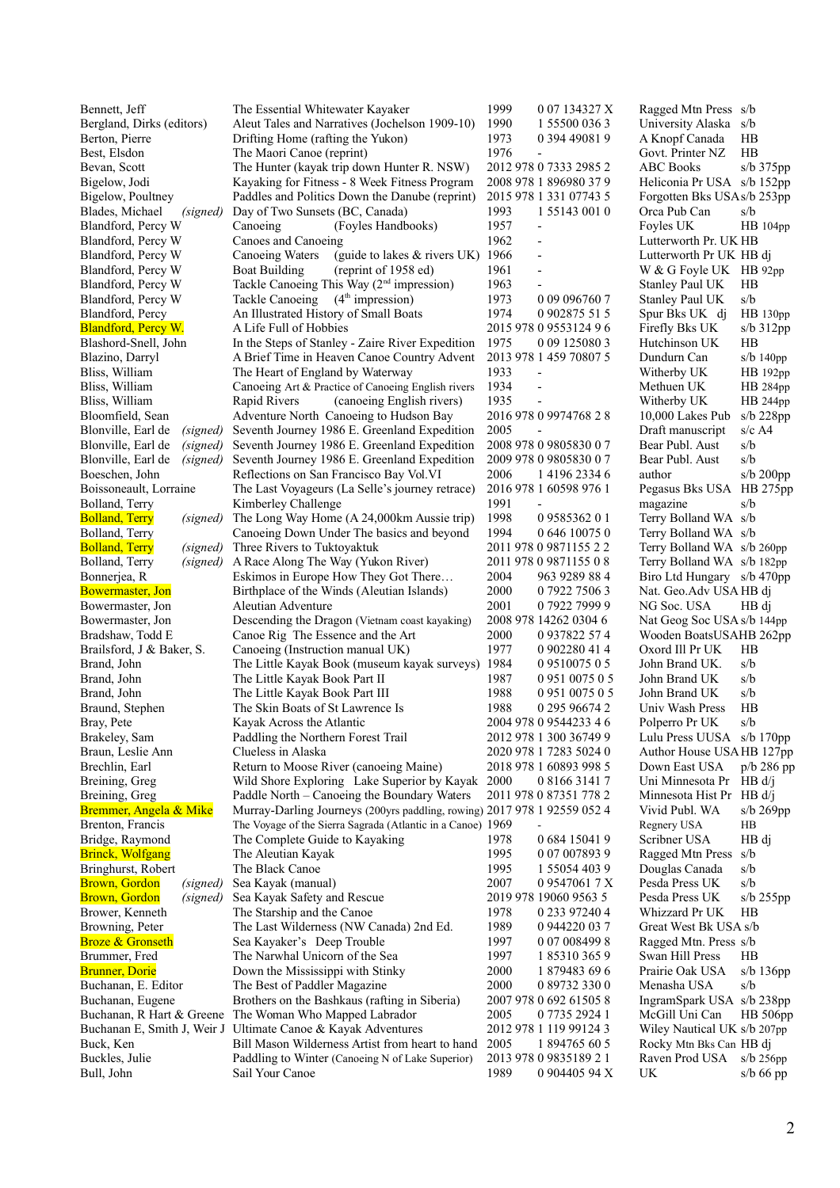| Author | | Title | Year | ISBN | Publisher | Format |
|---|---|---|---|---|---|---|
| Bennett, Jeff | | The Essential Whitewater Kayaker | 1999 | 0 07 134327 X | Ragged Mtn Press | s/b |
| Bergland, Dirks (editors) | | Aleut Tales and Narratives (Jochelson 1909-10) | 1990 | 1 55500 036 3 | University Alaska | s/b |
| Berton, Pierre | | Drifting Home (rafting the Yukon) | 1973 | 0 394 49081 9 | A Knopf Canada | HB |
| Best, Elsdon | | The Maori Canoe (reprint) | 1976 | - | Govt. Printer NZ | HB |
| Bevan, Scott | | The Hunter (kayak trip down Hunter R. NSW) | 2012 | 978 0 7333 2985 2 | ABC Books | s/b 375pp |
| Bigelow, Jodi | | Kayaking for Fitness - 8 Week Fitness Program | 2008 | 978 1 896980 37 9 | Heliconia Pr USA | s/b 152pp |
| Bigelow, Poultney | | Paddles and Politics Down the Danube (reprint) | 2015 | 978 1 331 07743 5 | Forgotten Bks USA | s/b 253pp |
| Blades, Michael | *(signed)* | Day of Two Sunsets (BC, Canada) | 1993 | 1 55143 001 0 | Orca Pub Can | s/b |
| Blandford, Percy W | | Canoeing (Foyles Handbooks) | 1957 | - | Foyles UK | HB 104pp |
| Blandford, Percy W | | Canoes and Canoeing | 1962 | - | Lutterworth Pr. UK | HB |
| Blandford, Percy W | | Canoeing Waters (guide to lakes & rivers UK) | 1966 | - | Lutterworth Pr UK | HB dj |
| Blandford, Percy W | | Boat Building (reprint of 1958 ed) | 1961 | - | W & G Foyle UK | HB 92pp |
| Blandford, Percy W | | Tackle Canoeing This Way (2nd impression) | 1963 | - | Stanley Paul UK | HB |
| Blandford, Percy W | | Tackle Canoeing (4th impression) | 1973 | 0 09 096760 7 | Stanley Paul UK | s/b |
| Blandford, Percy | | An Illustrated History of Small Boats | 1974 | 0 902875 51 5 | Spur Bks UK dj | HB 130pp |
| Blandford, Percy W. | | A Life Full of Hobbies | 2015 | 978 0 9553124 9 6 | Firefly Bks UK | s/b 312pp |
| Blashord-Snell, John | | In the Steps of Stanley - Zaire River Expedition | 1975 | 0 09 125080 3 | Hutchinson UK | HB |
| Blazino, Darryl | | A Brief Time in Heaven Canoe Country Advent | 2013 | 978 1 459 70807 5 | Dundurn Can | s/b 140pp |
| Bliss, William | | The Heart of England by Waterway | 1933 | - | Witherby UK | HB 192pp |
| Bliss, William | | Canoeing Art & Practice of Canoeing English rivers | 1934 | - | Methuen UK | HB 284pp |
| Bliss, William | | Rapid Rivers (canoeing English rivers) | 1935 | - | Witherby UK | HB 244pp |
| Bloomfield, Sean | | Adventure North Canoeing to Hudson Bay | 2016 | 978 0 9974768 2 8 | 10,000 Lakes Pub | s/b 228pp |
| Blonville, Earl de | *(signed)* | Seventh Journey 1986 E. Greenland Expedition | 2005 | - | Draft manuscript | s/c A4 |
| Blonville, Earl de | *(signed)* | Seventh Journey 1986 E. Greenland Expedition | 2008 | 978 0 9805830 0 7 | Bear Publ. Aust | s/b |
| Blonville, Earl de | *(signed)* | Seventh Journey 1986 E. Greenland Expedition | 2009 | 978 0 9805830 0 7 | Bear Publ. Aust | s/b |
| Boeschen, John | | Reflections on San Francisco Bay Vol.VI | 2006 | 1 4196 2334 6 | author | s/b 200pp |
| Boissoneault, Lorraine | | The Last Voyageurs (La Selle's journey retrace) | 2016 | 978 1 60598 976 1 | Pegasus Bks USA | HB 275pp |
| Bolland, Terry | | Kimberley Challenge | 1991 | - | magazine | s/b |
| Bolland, Terry | *(signed)* | The Long Way Home (A 24,000km Aussie trip) | 1998 | 0 9585362 0 1 | Terry Bolland WA | s/b |
| Bolland, Terry | | Canoeing Down Under The basics and beyond | 1994 | 0 646 10075 0 | Terry Bolland WA | s/b |
| Bolland, Terry | *(signed)* | Three Rivers to Tuktoyaktuk | 2011 | 978 0 9871155 2 2 | Terry Bolland WA | s/b 260pp |
| Bolland, Terry | *(signed)* | A Race Along The Way (Yukon River) | 2011 | 978 0 9871155 0 8 | Terry Bolland WA | s/b 182pp |
| Bonnerjea, R | | Eskimos in Europe How They Got There… | 2004 | 963 9289 88 4 | Biro Ltd Hungary | s/b 470pp |
| Bowermaster, Jon | | Birthplace of the Winds (Aleutian Islands) | 2000 | 0 7922 7506 3 | Nat. Geo.Adv USA | HB dj |
| Bowermaster, Jon | | Aleutian Adventure | 2001 | 0 7922 7999 9 | NG Soc. USA | HB dj |
| Bowermaster, Jon | | Descending the Dragon (Vietnam coast kayaking) | 2008 | 978 14262 0304 6 | Nat Geog Soc USA | s/b 144pp |
| Bradshaw, Todd E | | Canoe Rig The Essence and the Art | 2000 | 0 937822 57 4 | Wooden BoatsUSA | HB 262pp |
| Brailsford, J & Baker, S. | | Canoeing (Instruction manual UK) | 1977 | 0 902280 41 4 | Oxord Ill Pr UK | HB |
| Brand, John | | The Little Kayak Book (museum kayak surveys) | 1984 | 0 9510075 0 5 | John Brand UK. | s/b |
| Brand, John | | The Little Kayak Book Part II | 1987 | 0 951 0075 0 5 | John Brand UK | s/b |
| Brand, John | | The Little Kayak Book Part III | 1988 | 0 951 0075 0 5 | John Brand UK | s/b |
| Braund, Stephen | | The Skin Boats of St Lawrence Is | 1988 | 0 295 96674 2 | Univ Wash Press | HB |
| Bray, Pete | | Kayak Across the Atlantic | 2004 | 978 0 9544233 4 6 | Polperro Pr UK | s/b |
| Brakeley, Sam | | Paddling the Northern Forest Trail | 2012 | 978 1 300 36749 9 | Lulu Press UUSA | s/b 170pp |
| Braun, Leslie Ann | | Clueless in Alaska | 2020 | 978 1 7283 5024 0 | Author House USA | HB 127pp |
| Brechlin, Earl | | Return to Moose River (canoeing Maine) | 2018 | 978 1 60893 998 5 | Down East USA | p/b 286 pp |
| Breining, Greg | | Wild Shore Exploring Lake Superior by Kayak | 2000 | 0 8166 3141 7 | Uni Minnesota Pr | HB d/j |
| Breining, Greg | | Paddle North – Canoeing the Boundary Waters | 2011 | 978 0 87351 778 2 | Minnesota Hist Pr | HB d/j |
| Bremmer, Angela & Mike | | Murray-Darling Journeys (200yrs paddling, rowing) | 2017 | 978 1 92559 052 4 | Vivid Publ. WA | s/b 269pp |
| Brenton, Francis | | The Voyage of the Sierra Sagrada (Atlantic in a Canoe) | 1969 | - | Regnery USA | HB |
| Bridge, Raymond | | The Complete Guide to Kayaking | 1978 | 0 684 15041 9 | Scribner USA | HB dj |
| Brinck, Wolfgang | | The Aleutian Kayak | 1995 | 0 07 007893 9 | Ragged Mtn Press | s/b |
| Bringhurst, Robert | | The Black Canoe | 1995 | 1 55054 403 9 | Douglas Canada | s/b |
| Brown, Gordon | *(signed)* | Sea Kayak (manual) | 2007 | 0 9547061 7 X | Pesda Press UK | s/b |
| Brown, Gordon | *(signed)* | Sea Kayak Safety and Rescue | 2019 | 978 19060 9563 5 | Pesda Press UK | s/b 255pp |
| Brower, Kenneth | | The Starship and the Canoe | 1978 | 0 233 97240 4 | Whizzard Pr UK | HB |
| Browning, Peter | | The Last Wilderness (NW Canada) 2nd Ed. | 1989 | 0 944220 03 7 | Great West Bk USA | s/b |
| Broze & Gronseth | | Sea Kayaker's Deep Trouble | 1997 | 0 07 008499 8 | Ragged Mtn. Press | s/b |
| Brummer, Fred | | The Narwhal Unicorn of the Sea | 1997 | 1 85310 365 9 | Swan Hill Press | HB |
| Brunner, Dorie | | Down the Mississippi with Stinky | 2000 | 1 879483 69 6 | Prairie Oak USA | s/b 136pp |
| Buchanan, E. Editor | | The Best of Paddler Magazine | 2000 | 0 89732 330 0 | Menasha USA | s/b |
| Buchanan, Eugene | | Brothers on the Bashkaus (rafting in Siberia) | 2007 | 978 0 692 61505 8 | IngramSpark USA | s/b 238pp |
| Buchanan, R Hart & Greene | | The Woman Who Mapped Labrador | 2005 | 0 7735 2924 1 | McGill Uni Can | HB 506pp |
| Buchanan E, Smith J, Weir J | | Ultimate Canoe & Kayak Adventures | 2012 | 978 1 119 99124 3 | Wiley Nautical UK | s/b 207pp |
| Buck, Ken | | Bill Mason Wilderness Artist from heart to hand | 2005 | 1 894765 60 5 | Rocky Mtn Bks Can | HB dj |
| Buckles, Julie | | Paddling to Winter (Canoeing N of Lake Superior) | 2013 | 978 0 9835189 2 1 | Raven Prod USA | s/b 256pp |
| Bull, John | | Sail Your Canoe | 1989 | 0 904405 94 X | UK | s/b 66 pp |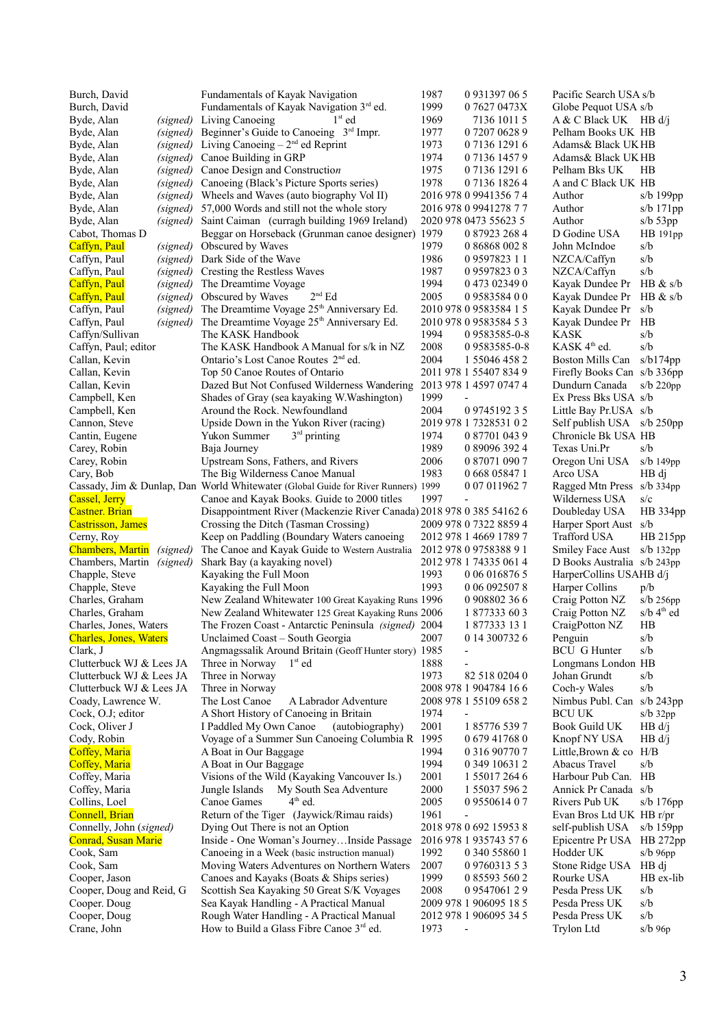| Author | | Title | Year | ISBN | Publisher | Format |
|---|---|---|---|---|---|---|
| Burch, David | | Fundamentals of Kayak Navigation | 1987 | 0 931397 06 5 | Pacific Search USA | s/b |
| Burch, David | | Fundamentals of Kayak Navigation 3rd ed. | 1999 | 0 7627 0473X | Globe Pequot USA | s/b |
| Byde, Alan | *(signed)* | Living Canoeing 1st ed | 1969 | 7136 1011 5 | A & C Black UK | HB d/j |
| Byde, Alan | *(signed)* | Beginner's Guide to Canoeing 3rd Impr. | 1977 | 0 7207 0628 9 | Pelham Books UK | HB |
| Byde, Alan | *(signed)* | Living Canoeing – 2nd ed Reprint | 1973 | 0 7136 1291 6 | Adams& Black UK | HB |
| Byde, Alan | *(signed)* | Canoe Building in GRP | 1974 | 0 7136 1457 9 | Adams& Black UK | HB |
| Byde, Alan | *(signed)* | Canoe Design and Construction | 1975 | 0 7136 1291 6 | Pelham Bks UK | HB |
| Byde, Alan | *(signed)* | Canoeing (Black's Picture Sports series) | 1978 | 0 7136 1826 4 | A and C Black UK | HB |
| Byde, Alan | *(signed)* | Wheels and Waves (auto biography Vol II) | 2016 | 978 0 9941356 7 4 | Author | s/b 199pp |
| Byde, Alan | *(signed)* | 57,000 Words and still not the whole story | 2016 | 978 0 9941278 7 7 | Author | s/b 171pp |
| Byde, Alan | *(signed)* | Saint Caiman (curragh building 1969 Ireland) | 2020 | 978 0473 55623 5 | Author | s/b 53pp |
| Cabot, Thomas D | | Beggar on Horseback (Grunman canoe designer) | 1979 | 0 87923 268 4 | D Godine USA | HB 191pp |
| Caffyn, Paul | *(signed)* | Obscured by Waves | 1979 | 0 86868 002 8 | John McIndoe | s/b |
| Caffyn, Paul | *(signed)* | Dark Side of the Wave | 1986 | 0 9597823 1 1 | NZCA/Caffyn | s/b |
| Caffyn, Paul | *(signed)* | Cresting the Restless Waves | 1987 | 0 9597823 0 3 | NZCA/Caffyn | s/b |
| Caffyn, Paul | *(signed)* | The Dreamtime Voyage | 1994 | 0 473 02349 0 | Kayak Dundee Pr | HB & s/b |
| Caffyn, Paul | *(signed)* | Obscured by Waves 2nd Ed | 2005 | 0 9583584 0 0 | Kayak Dundee Pr | HB & s/b |
| Caffyn, Paul | *(signed)* | The Dreamtime Voyage 25th Anniversary Ed. | 2010 | 978 0 9583584 1 5 | Kayak Dundee Pr | s/b |
| Caffyn, Paul | *(signed)* | The Dreamtime Voyage 25th Anniversary Ed. | 2010 | 978 0 9583584 5 3 | Kayak Dundee Pr | HB |
| Caffyn/Sullivan | | The KASK Handbook | 1994 | 0 9583585-0-8 | KASK | s/b |
| Caffyn, Paul; editor | | The KASK Handbook A Manual for s/k in NZ | 2008 | 0 9583585-0-8 | KASK 4th ed. | s/b |
| Callan, Kevin | | Ontario's Lost Canoe Routes 2nd ed. | 2004 | 1 55046 458 2 | Boston Mills Can | s/b174pp |
| Callan, Kevin | | Top 50 Canoe Routes of Ontario | 2011 | 978 1 55407 834 9 | Firefly Books Can | s/b 336pp |
| Callan, Kevin | | Dazed But Not Confused Wilderness Wandering | 2013 | 978 1 4597 0747 4 | Dundurn Canada | s/b 220pp |
| Campbell, Ken | | Shades of Gray (sea kayaking W.Washington) | 1999 | - | Ex Press Bks USA | s/b |
| Campbell, Ken | | Around the Rock. Newfoundland | 2004 | 0 9745192 3 5 | Little Bay Pr.USA | s/b |
| Cannon, Steve | | Upside Down in the Yukon River (racing) | 2019 | 978 1 7328531 0 2 | Self publish USA | s/b 250pp |
| Cantin, Eugene | | Yukon Summer 3rd printing | 1974 | 0 87701 043 9 | Chronicle Bk USA | HB |
| Carey, Robin | | Baja Journey | 1989 | 0 89096 392 4 | Texas Uni.Pr | s/b |
| Carey, Robin | | Upstream Sons, Fathers, and Rivers | 2006 | 0 87071 090 7 | Oregon Uni USA | s/b 149pp |
| Cary, Bob | | The Big Wilderness Canoe Manual | 1983 | 0 668 05847 1 | Arco USA | HB dj |
| Cassady, Jim & Dunlap, Dan | | World Whitewater (Global Guide for River Runners) | 1999 | 0 07 011962 7 | Ragged Mtn Press | s/b 334pp |
| Cassel, Jerry | | Canoe and Kayak Books. Guide to 2000 titles | 1997 | - | Wilderness USA | s/c |
| Castner. Brian | | Disappointment River (Mackenzie River Canada) | 2018 | 978 0 385 54162 6 | Doubleday USA | HB 334pp |
| Castrisson, James | | Crossing the Ditch (Tasman Crossing) | 2009 | 978 0 7322 8859 4 | Harper Sport Aust | s/b |
| Cerny, Roy | | Keep on Paddling (Boundary Waters canoeing | 2012 | 978 1 4669 1789 7 | Trafford USA | HB 215pp |
| Chambers, Martin | *(signed)* | The Canoe and Kayak Guide to Western Australia | 2012 | 978 0 9758388 9 1 | Smiley Face Aust | s/b 132pp |
| Chambers, Martin | *(signed)* | Shark Bay (a kayaking novel) | 2012 | 978 1 74335 061 4 | D Books Australia | s/b 243pp |
| Chapple, Steve | | Kayaking the Full Moon | 1993 | 0 06 016876 5 | HarperCollins USA | HB d/j |
| Chapple, Steve | | Kayaking the Full Moon | 1993 | 0 06 092507 8 | Harper Collins | p/b |
| Charles, Graham | | New Zealand Whitewater 100 Great Kayaking Runs | 1996 | 0 908802 36 6 | Craig Potton NZ | s/b 256pp |
| Charles, Graham | | New Zealand Whitewater 125 Great Kayaking Runs | 2006 | 1 877333 60 3 | Craig Potton NZ | s/b 4th ed |
| Charles, Jones, Waters | | The Frozen Coast - Antarctic Peninsula *(signed)* | 2004 | 1 877333 13 1 | CraigPotton NZ | HB |
| Charles, Jones, Waters | | Unclaimed Coast – South Georgia | 2007 | 0 14 300732 6 | Penguin | s/b |
| Clark, J | | Angmagssalik Around Britain (Geoff Hunter story) | 1985 | - | BCU G Hunter | s/b |
| Clutterbuck WJ & Lees JA | | Three in Norway 1st ed | 1888 | - | Longmans London | HB |
| Clutterbuck WJ & Lees JA | | Three in Norway | 1973 | 82 518 0204 0 | Johan Grundt | s/b |
| Clutterbuck WJ & Lees JA | | Three in Norway | 2008 | 978 1 904784 16 6 | Coch-y Wales | s/b |
| Coady, Lawrence W. | | The Lost Canoe A Labrador Adventure | 2008 | 978 1 55109 658 2 | Nimbus Publ. Can | s/b 243pp |
| Cock, O.J; editor | | A Short History of Canoeing in Britain | 1974 | - | BCU UK | s/b 32pp |
| Cock, Oliver J | | I Paddled My Own Canoe (autobiography) | 2001 | 1 85776 539 7 | Book Guild UK | HB d/j |
| Cody, Robin | | Voyage of a Summer Sun Canoeing Columbia R | 1995 | 0 679 41768 0 | Knopf NY USA | HB d/j |
| Coffey, Maria | | A Boat in Our Baggage | 1994 | 0 316 90770 7 | Little,Brown & co | H/B |
| Coffey, Maria | | A Boat in Our Baggage | 1994 | 0 349 10631 2 | Abacus Travel | s/b |
| Coffey, Maria | | Visions of the Wild (Kayaking Vancouver Is.) | 2001 | 1 55017 264 6 | Harbour Pub Can. | HB |
| Coffey, Maria | | Jungle Islands My South Sea Adventure | 2000 | 1 55037 596 2 | Annick Pr Canada | s/b |
| Collins, Loel | | Canoe Games 4th ed. | 2005 | 0 9550614 0 7 | Rivers Pub UK | s/b 176pp |
| Connell, Brian | | Return of the Tiger (Jaywick/Rimau raids) | 1961 | - | Evan Bros Ltd UK | HB r/pr |
| Connelly, John *(signed)* | | Dying Out There is Not an Option | 2018 | 978 0 692 15953 8 | self-publish USA | s/b 159pp |
| Conrad, Susan Marie | | Inside - One Woman's Journey…Inside Passage | 2016 | 978 1 935743 57 6 | Epicentre Pr USA | HB 272pp |
| Cook, Sam | | Canoeing in a Week (basic instruction manual) | 1992 | 0 340 55860 1 | Hodder UK | s/b 96pp |
| Cook, Sam | | Moving Waters Adventures on Northern Waters | 2007 | 0 9760313 5 3 | Stone Ridge USA | HB dj |
| Cooper, Jason | | Canoes and Kayaks (Boats & Ships series) | 1999 | 0 85593 560 2 | Rourke USA | HB ex-lib |
| Cooper, Doug and Reid, G | | Scottish Sea Kayaking 50 Great S/K Voyages | 2008 | 0 9547061 2 9 | Pesda Press UK | s/b |
| Cooper. Doug | | Sea Kayak Handling - A Practical Manual | 2009 | 978 1 906095 18 5 | Pesda Press UK | s/b |
| Cooper, Doug | | Rough Water Handling - A Practical Manual | 2012 | 978 1 906095 34 5 | Pesda Press UK | s/b |
| Crane, John | | How to Build a Glass Fibre Canoe 3rd ed. | 1973 | - | Trylon Ltd | s/b 96pp |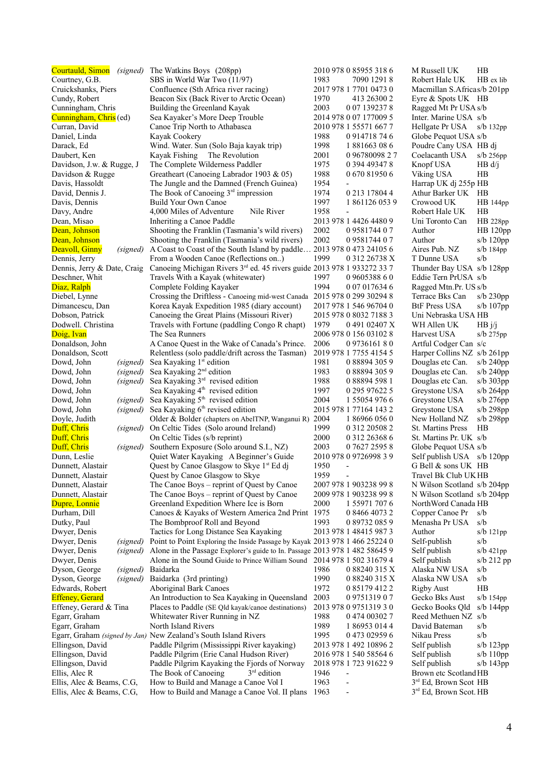| Author | | Title | Year | ISBN | Publisher | Format |
|---|---|---|---|---|---|---|
| Courtauld, Simon | *(signed)* | The Watkins Boys (208pp) | 2010 | 978 0 85955 318 6 | M Russell UK | HB |
| Courtney, G.B. | | SBS in World War Two (11/97) | 1983 | 7090 1291 8 | Robert Hale UK | HB ex lib |
| Cruickshanks, Piers | | Confluence (Sth Africa river racing) | 2017 | 978 1 7701 0473 0 | Macmillan S.Africa | s/b 201pp |
| Cundy, Robert | | Beacon Six (Back River to Arctic Ocean) | 1970 | 413 26300 2 | Eyre & Spots UK | HB |
| Cunningham, Chris | | Building the Greenland Kayak | 2003 | 0 07 139237 8 | Ragged Mt Pr USA | s/b |
| Cunningham, Chris (ed) | | Sea Kayaker's More Deep Trouble | 2014 | 978 0 07 177009 5 | Inter. Marine USA | s/b |
| Curran, David | | Canoe Trip North to Athabasca | 2010 | 978 1 55571 667 7 | Hellgate Pr USA | s/b 132pp |
| Daniel, Linda | | Kayak Cookery | 1988 | 0 914718 74 6 | Globe Pequot USA | s/b |
| Darack, Ed | | Wind. Water. Sun (Solo Baja kayak trip) | 1998 | 1 881663 08 6 | Poudre Cany USA | HB dj |
| Daubert, Ken | | Kayak Fishing The Revolution | 2001 | 0 96780098 2 7 | Coelacanth USA | s/b 256pp |
| Davidson, J.w. & Rugge, J | | The Complete Wilderness Paddler | 1975 | 0 394 49347 8 | Knopf USA | HB d/j |
| Davidson & Rugge | | Greatheart (Canoeing Labrador 1903 & 05) | 1988 | 0 670 81950 6 | Viking USA | HB |
| Davis, Hassoldt | | The Jungle and the Damned (French Guinea) | 1954 | - | Harrap UK dj 255p | HB |
| David, Dennis J. | | The Book of Canoeing 3rd impression | 1974 | 0 213 17804 4 | Athur Barker UK | HB |
| Davis, Dennis | | Build Your Own Canoe | 1997 | 1 861126 053 9 | Crowood UK | HB 144pp |
| Davy, Andre | | 4,000 Miles of Adventure Nile River | 1958 | - | Robert Hale UK | HB |
| Dean, Misao | | Inheriting a Canoe Paddle | 2013 | 978 1 4426 4480 9 | Uni Toronto Can | HB 228pp |
| Dean, Johnson | | Shooting the Franklin (Tasmania's wild rivers) | 2002 | 0 9581744 0 7 | Author | HB 120pp |
| Dean, Johnson | | Shooting the Franklin (Tasmania's wild rivers) | 2002 | 0 9581744 0 7 | Author | s/b 120pp |
| Deavoll, Ginny | *(signed)* | A Coast to Coast of the South Island by paddle… | 2013 | 978 0 473 24105 6 | Aires Pub. NZ | s/b 184pp |
| Dennis, Jerry | | From a Wooden Canoe (Reflections on..) | 1999 | 0 312 26738 X | T Dunne USA | s/b |
| Dennis, Jerry & Date, Craig | | Canoeing Michigan Rivers 3rd ed. 45 rivers guide | 2013 | 978 1 933272 33 7 | Thunder Bay USA | s/b 128pp |
| Deschner, Whit | | Travels With a Kayak (whitewater) | 1997 | 0 9605388 6 0 | Eddie Tern PrUSA | s/b |
| Diaz, Ralph | | Complete Folding Kayaker | 1994 | 0 07 017634 6 | Ragged Mtn.Pr. US | s/b |
| Diebel, Lynne | | Crossing the Driftless - Canoeing mid-west Canada | 2015 | 978 0 299 30294 8 | Terrace Bks Can | s/b 230pp |
| Dimancescu, Dan | | Korea Kayak Expedition 1985 (diary account) | 2017 | 978 1 546 96704 0 | BtF Press USA | s/b 107pp |
| Dobson, Patrick | | Canoeing the Great Plains (Missouri River) | 2015 | 978 0 8032 7188 3 | Uni Nebraska USA | HB |
| Dodwell. Christina | | Travels with Fortune (paddling Congo R chapt) | 1979 | 0 491 02407 X | WH Allen UK | HB j/j |
| Doig, Ivan | | The Sea Runners | 2006 | 978 0 156 03102 8 | Harvest USA | s/b 275pp |
| Donaldson, John | | A Canoe Quest in the Wake of Canada's Prince. | 2006 | 0 9736161 8 0 | Artful Codger Can | s/c |
| Donaldson, Scott | | Relentless (solo paddle/drift across the Tasman) | 2019 | 978 1 7755 4154 5 | Harper Collins NZ | s/b 261pp |
| Dowd, John | *(signed)* | Sea Kayaking 1st edition | 1981 | 0 88894 305 9 | Douglas etc Can. | s/b 240pp |
| Dowd, John | *(signed)* | Sea Kayaking 2nd edition | 1983 | 0 88894 305 9 | Douglas etc Can. | s/b 240pp |
| Dowd, John | *(signed)* | Sea Kayaking 3rd revised edition | 1988 | 0 88894 598 1 | Douglas etc Can. | s/b 303pp |
| Dowd, John | | Sea Kayaking 4th revised edition | 1997 | 0 295 97622 5 | Greystone USA | s/b 264pp |
| Dowd, John | *(signed)* | Sea Kayaking 5th revised edition | 2004 | 1 55054 976 6 | Greystone USA | s/b 276pp |
| Dowd, John | *(signed)* | Sea Kayaking 6th revised edition | 2015 | 978 1 77164 143 2 | Greystone USA | s/b 298pp |
| Doyle, Judith | | Older & Bolder (chapters on AbelTNP, Wanganui R) | 2004 | 1 86966 056 0 | New Holland NZ | s/b 298pp |
| Duff, Chris | *(signed)* | On Celtic Tides (Solo around Ireland) | 1999 | 0 312 20508 2 | St. Martins Press | HB |
| Duff, Chris | | On Celtic Tides (s/b reprint) | 2000 | 0 312 26368 6 | St. Martins Pr. UK | s/b |
| Duff, Chris | *(signed)* | Southern Exposure (Solo around S.I., NZ) | 2003 | 0 7627 2595 8 | Globe Pequot USA | s/b |
| Dunn, Leslie | | Quiet Water Kayaking A Beginner's Guide | 2010 | 978 0 9726998 3 9 | Self publish USA | s/b 120pp |
| Dunnett, Alastair | | Quest by Canoe Glasgow to Skye 1st Ed dj | 1950 | - | G Bell & sons UK | HB |
| Dunnett, Alastair | | Quest by Canoe Glasgow to Skye | 1959 | - | Travel Bk Club UK | HB |
| Dunnett, Alastair | | The Canoe Boys – reprint of Quest by Canoe | 2007 | 978 1 903238 99 8 | N Wilson Scotland | s/b 204pp |
| Dunnett, Alastair | | The Canoe Boys – reprint of Quest by Canoe | 2009 | 978 1 903238 99 8 | N Wilson Scotland | s/b 204pp |
| Dupre, Lonnie | | Greenland Expedition Where Ice is Born | 2000 | 1 55971 707 6 | NorthWord Canada | HB |
| Durham, Dill | | Canoes & Kayaks of Western America 2nd Print | 1975 | 0 8466 4073 2 | Copper Canoe Pr | s/b |
| Dutky, Paul | | The Bombproof Roll and Beyond | 1993 | 0 89732 085 9 | Menasha Pr USA | s/b |
| Dwyer, Denis | | Tactics for Long Distance Sea Kayaking | 2013 | 978 1 48415 987 3 | Author | s/b 121pp |
| Dwyer, Denis | *(signed)* | Point to Point Exploring the Inside Passage by Kayak | 2013 | 978 1 466 25224 0 | Self-publish | s/b |
| Dwyer, Denis | *(signed)* | Alone in the Passage Explorer's guide to In. Passage | 2013 | 978 1 482 58645 9 | Self publish | s/b 421pp |
| Dwyer, Denis | | Alone in the Sound Guide to Prince William Sound | 2014 | 978 1 502 31679 4 | Self publish | s/b 212 pp |
| Dyson, George | *(signed)* | Baidarka | 1986 | 0 88240 315 X | Alaska NW USA | s/b |
| Dyson, George | *(signed)* | Baidarka (3rd printing) | 1990 | 0 88240 315 X | Alaska NW USA | s/b |
| Edwards, Robert | | Aboriginal Bark Canoes | 1972 | 0 85179 412 2 | Rigby Aust | HB |
| Effeney, Gerard | | An Introduction to Sea Kayaking in Queensland | 2003 | 0 9751319 0 7 | Gecko Bks Aust | s/b 154pp |
| Effeney, Gerard & Tina | | Places to Paddle (SE Qld kayak/canoe destinations) | 2013 | 978 0 9751319 3 0 | Gecko Books Qld | s/b 144pp |
| Egarr, Graham | | Whitewater River Running in NZ | 1988 | 0 474 00302 7 | Reed Methuen NZ | s/b |
| Egarr, Graham | | North Island Rivers | 1989 | 1 86953 014 4 | David Bateman | s/b |
| Egarr, Graham | *(signed by Jan)* | New Zealand's South Island Rivers | 1995 | 0 473 02959 6 | Nikau Press | s/b |
| Ellingson, David | | Paddle Pilgrim (Mississippi River kayaking) | 2013 | 978 1 492 10896 2 | Self publish | s/b 123pp |
| Ellingson, David | | Paddle Pilgrim (Erie Canal Hudson River) | 2016 | 978 1 540 58564 6 | Self publish | s/b 110pp |
| Ellingson, David | | Paddle Pilgrim Kayaking the Fjords of Norway | 2018 | 978 1 723 91622 9 | Self publish | s/b 143pp |
| Ellis, Alec R | | The Book of Canoeing 3rd edition | 1946 | - | Brown etc Scotland | HB |
| Ellis, Alec & Beams, C.G, | | How to Build and Manage a Canoe Vol I | 1963 | - | 3rd Ed, Brown Scot | HB |
| Ellis, Alec & Beams, C.G, | | How to Build and Manage a Canoe Vol. II plans | 1963 | - | 3rd Ed, Brown Scot. | HB |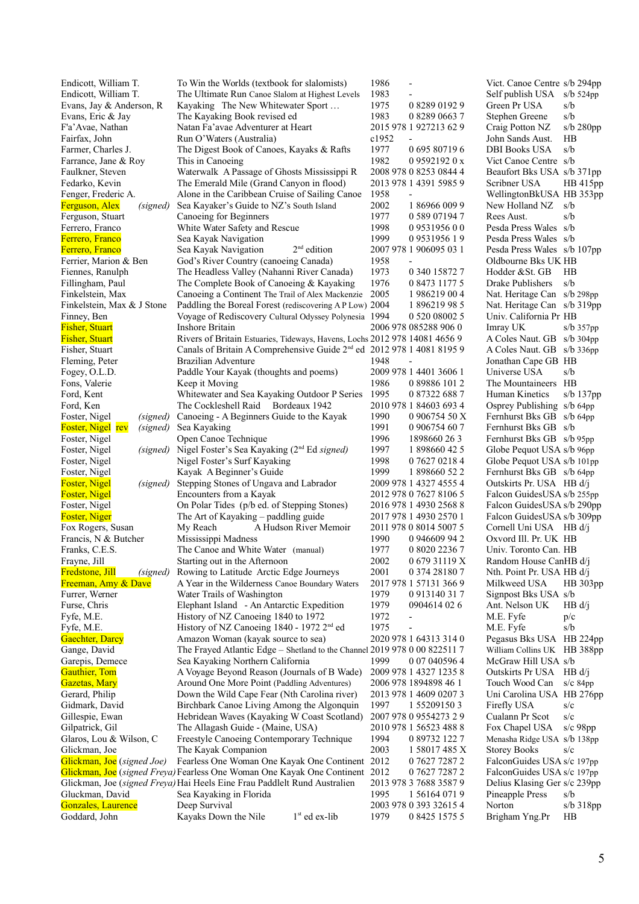| Author | | Title | Year / ISBN | Publisher / Format |
|---|---|---|---|---|
| Endicott, William T. | | To Win the Worlds (textbook for slalomists) | 1986 - | Vict. Canoe Centre s/b 294pp |
| Endicott, William T. | | The Ultimate Run Canoe Slalom at Highest Levels | 1983 - | Self publish USA s/b 524pp |
| Evans, Jay & Anderson, R | | Kayaking The New Whitewater Sport … | 1975 0 8289 0192 9 | Green Pr USA s/b |
| Evans, Eric & Jay | | The Kayaking Book revised ed | 1983 0 8289 0663 7 | Stephen Greene s/b |
| F'a'Avae, Nathan | | Natan Fa'avae Adventurer at Heart | 2015 978 1 927213 62 9 | Craig Potton NZ s/b 280pp |
| Fairfax, John | | Run O'Waters (Australia) | c1952 | John Sands Aust. HB |
| Farmer, Charles J. | | The Digest Book of Canoes, Kayaks & Rafts | 1977 0 695 80719 6 | DBI Books USA s/b |
| Farrance, Jane & Roy | | This in Canoeing | 1982 0 9592192 0 x | Vict Canoe Centre s/b |
| Faulkner, Steven | | Waterwalk A Passage of Ghosts Mississippi R | 2008 978 0 8253 0844 4 | Beaufort Bks USA s/b 371pp |
| Fedarko, Kevin | | The Emerald Mile (Grand Canyon in flood) | 2013 978 1 4391 5985 9 | Scribner USA HB 415pp |
| Fenger, Frederic A. | | Alone in the Caribbean Cruise of Sailing Canoe | 1958 - | WellingtonBkUSA HB 353pp |
| Ferguson, Alex | *(signed)* | Sea Kayaker's Guide to NZ's South Island | 2002 1 86966 009 9 | New Holland NZ s/b |
| Ferguson, Stuart | | Canoeing for Beginners | 1977 0 589 07194 7 | Rees Aust. s/b |
| Ferrero, Franco | | White Water Safety and Rescue | 1998 0 9531956 0 0 | Pesda Press Wales s/b |
| Ferrero, Franco | | Sea Kayak Navigation | 1999 0 9531956 1 9 | Pesda Press Wales s/b |
| Ferrero, Franco | | Sea Kayak Navigation 2nd edition | 2007 978 1 906095 03 1 | Pesda Press Wales s/b 107pp |
| Ferrier, Marion & Ben | | God's River Country (canoeing Canada) | 1958 - | Oldbourne Bks UK HB |
| Fiennes, Ranulph | | The Headless Valley (Nahanni River Canada) | 1973 0 340 15872 7 | Hodder &St. GB HB |
| Fillingham, Paul | | The Complete Book of Canoeing & Kayaking | 1976 0 8473 1177 5 | Drake Publishers s/b |
| Finkelstein, Max | | Canoeing a Continent The Trail of Alex Mackenzie | 2005 1 986219 00 4 | Nat. Heritage Can s/b 298pp |
| Finkelstein, Max & J Stone | | Paddling the Boreal Forest (rediscovering A P Low) | 2004 1 896219 98 5 | Nat. Heritage Can s/b 319pp |
| Finney, Ben | | Voyage of Rediscovery Cultural Odyssey Polynesia | 1994 0 520 08002 5 | Univ. California Pr HB |
| Fisher, Stuart | | Inshore Britain | 2006 978 085288 906 0 | Imray UK s/b 357pp |
| Fisher, Stuart | | Rivers of Britain Estuaries, Tideways, Havens, Lochs | 2012 978 14081 4656 9 | A Coles Naut. GB s/b 304pp |
| Fisher, Stuart | | Canals of Britain A Comprehensive Guide 2nd ed | 2012 978 1 4081 8195 9 | A Coles Naut. GB s/b 336pp |
| Fleming, Peter | | Brazilian Adventure | 1948 - | Jonathan Cape GB HB |
| Fogey, O.L.D. | | Paddle Your Kayak (thoughts and poems) | 2009 978 1 4401 3606 1 | Universe USA s/b |
| Fons, Valerie | | Keep it Moving | 1986 0 89886 101 2 | The Mountaineers HB |
| Ford, Kent | | Whitewater and Sea Kayaking Outdoor P Series | 1995 0 87322 688 7 | Human Kinetics s/b 137pp |
| Ford, Ken | | The Cockleshell Raid Bordeaux 1942 | 2010 978 1 84603 693 4 | Osprey Publishing s/b 64pp |
| Foster, Nigel | *(signed)* | Canoeing - A Beginners Guide to the Kayak | 1990 0 906754 50 X | Fernhurst Bks GB s/b 64pp |
| Foster, Nigel rev | *(signed)* | Sea Kayaking | 1991 0 906754 60 7 | Fernhurst Bks GB s/b |
| Foster, Nigel | | Open Canoe Technique | 1996 1898660 26 3 | Fernhurst Bks GB s/b 95pp |
| Foster, Nigel | *(signed)* | Nigel Foster's Sea Kayaking (2nd Ed *signed)* | 1997 1 898660 42 5 | Globe Pequot USA s/b 96pp |
| Foster, Nigel | | Nigel Foster's Surf Kayaking | 1998 0 7627 0218 4 | Globe Pequot USA s/b 101pp |
| Foster, Nigel | | Kayak A Beginner's Guide | 1999 1 898660 52 2 | Fernhurst Bks GB s/b 64pp |
| Foster, Nigel | *(signed)* | Stepping Stones of Ungava and Labrador | 2009 978 1 4327 4555 4 | Outskirts Pr. USA HB d/j |
| Foster, Nigel | | Encounters from a Kayak | 2012 978 0 7627 8106 5 | Falcon GuidesUSA s/b 255pp |
| Foster, Nigel | | On Polar Tides (p/b ed. of Stepping Stones) | 2016 978 1 4930 2568 8 | Falcon GuidesUSA s/b 290pp |
| Foster, Niger | | The Art of Kayaking – paddling guide | 2017 978 1 4930 2570 1 | Falcon GuidesUSA s/b 309pp |
| Fox Rogers, Susan | | My Reach A Hudson River Memoir | 2011 978 0 8014 5007 5 | Cornell Uni USA HB d/j |
| Francis, N & Butcher | | Mississippi Madness | 1990 0 946609 94 2 | Oxvord Ill. Pr. UK HB |
| Franks, C.E.S. | | The Canoe and White Water (manual) | 1977 0 8020 2236 7 | Univ. Toronto Can. HB |
| Frayne, Jill | | Starting out in the Afternoon | 2002 0 679 31119 X | Random House CanHB d/j |
| Fredstone, Jill | *(signed)* | Rowing to Latitude Arctic Edge Journeys | 2001 0 374 28180 7 | Nth. Point Pr. USA HB d/j |
| Freeman, Amy & Dave | | A Year in the Wilderness Canoe Boundary Waters | 2017 978 1 57131 366 9 | Milkweed USA HB 303pp |
| Furrer, Werner | | Water Trails of Washington | 1979 0 913140 31 7 | Signpost Bks USA s/b |
| Furse, Chris | | Elephant Island - An Antarctic Expedition | 1979 0904614 02 6 | Ant. Nelson UK HB d/j |
| Fyfe, M.E. | | History of NZ Canoeing 1840 to 1972 | 1972 - | M.E. Fyfe p/c |
| Fyfe, M.E. | | History of NZ Canoeing 1840 - 1972 2nd ed | 1975 - | M.E. Fyfe s/b |
| Gaechter, Darcy | | Amazon Woman (kayak source to sea) | 2020 978 1 64313 314 0 | Pegasus Bks USA HB 224pp |
| Gange, David | | The Frayed Atlantic Edge – Shetland to the Channel | 2019 978 0 00 822511 7 | William Collins UK HB 388pp |
| Garepis, Demece | | Sea Kayaking Northern California | 1999 0 07 040596 4 | McGraw Hill USA s/b |
| Gauthier, Tom | | A Voyage Beyond Reason (Journals of B Wade) | 2009 978 1 4327 1235 8 | Outskirts Pr USA HB d/j |
| Gazetas, Mary | | Around One More Point (Paddling Adventures) | 2006 978 1894898 46 1 | Touch Wood Can s/c 84pp |
| Gerard, Philip | | Down the Wild Cape Fear (Nth Carolina river) | 2013 978 1 4609 0207 3 | Uni Carolina USA HB 276pp |
| Gidmark, David | | Birchbark Canoe Living Among the Algonquin | 1997 1 55209150 3 | Firefly USA s/c |
| Gillespie, Ewan | | Hebridean Waves (Kayaking W Coast Scotland) | 2007 978 0 9554273 2 9 | Cualann Pr Scot s/c |
| Gilpatrick, Gil | | The Allagash Guide - (Maine, USA) | 2010 978 1 56523 488 8 | Fox Chapel USA s/c 98pp |
| Glaros, Lou & Wilson, C | | Freestyle Canoeing Contemporary Technique | 1994 0 89732 122 7 | Menasha Ridge USA s/b 138pp |
| Glickman, Joe | | The Kayak Companion | 2003 1 58017 485 X | Storey Books s/c |
| Glickman, Joe | *(signed Joe)* | Fearless One Woman One Kayak One Continent | 2012 0 7627 7287 2 | FalconGuides USA s/c 197pp |
| Glickman, Joe | *(signed Freya)* | Fearless One Woman One Kayak One Continent | 2012 0 7627 7287 2 | FalconGuides USA s/c 197pp |
| Glickman, Joe | *(signed Freya)* | Hai Heels Eine Frau Paddelt Rund Australien | 2013 978 3 7688 3587 9 | Delius Klasing Ger s/c 239pp |
| Gluckman, David | | Sea Kayaking in Florida | 1995 1 56164 071 9 | Pineapple Press s/b |
| Gonzales, Laurence | | Deep Survival | 2003 978 0 393 32615 4 | Norton s/b 318pp |
| Goddard, John | | Kayaks Down the Nile 1st ed ex-lib | 1979 0 8425 1575 5 | Brigham Yng.Pr HB |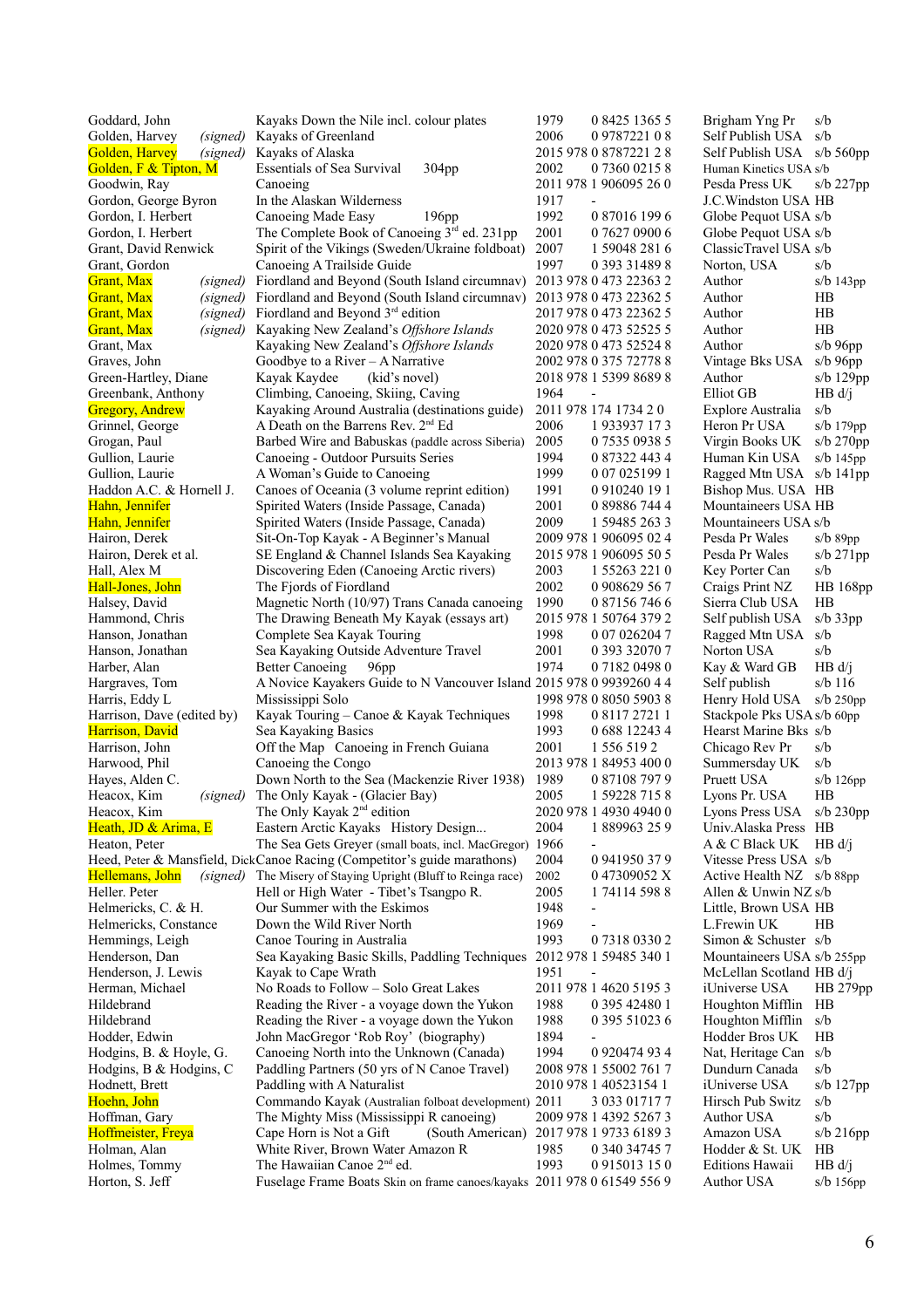| Author | Signed | Title | Year | ISBN | Publisher | Format |
|---|---|---|---|---|---|---|
| Goddard, John | | Kayaks Down the Nile incl. colour plates | 1979 | 0 8425 1365 5 | Brigham Yng Pr | s/b |
| Golden, Harvey | *(signed)* | Kayaks of Greenland | 2006 | 0 9787221 0 8 | Self Publish USA | s/b |
| Golden, Harvey | *(signed)* | Kayaks of Alaska | 2015 | 978 0 8787221 2 8 | Self Publish USA | s/b 560pp |
| Golden, F & Tipton, M | | Essentials of Sea Survival 304pp | 2002 | 0 7360 0215 8 | Human Kinetics USA | s/b |
| Goodwin, Ray | | Canoeing | 2011 | 978 1 906095 26 0 | Pesda Press UK | s/b 227pp |
| Gordon, George Byron | | In the Alaskan Wilderness | 1917 | - | J.C.Winston USA | HB |
| Gordon, I. Herbert | | Canoeing Made Easy 196pp | 1992 | 0 87016 199 6 | Globe Pequot USA | s/b |
| Gordon, I. Herbert | | The Complete Book of Canoeing 3rd ed. 231pp | 2001 | 0 7627 0900 6 | Globe Pequot USA | s/b |
| Grant, David Renwick | | Spirit of the Vikings (Sweden/Ukraine foldboat) | 2007 | 1 59048 281 6 | ClassicTravel USA | s/b |
| Grant, Gordon | | Canoeing A Trailside Guide | 1997 | 0 393 31489 8 | Norton, USA | s/b |
| Grant, Max | *(signed)* | Fiordland and Beyond (South Island circumnav) | 2013 | 978 0 473 22363 2 | Author | s/b 143pp |
| Grant, Max | *(signed)* | Fiordland and Beyond (South Island circumnav) | 2013 | 978 0 473 22362 5 | Author | HB |
| Grant, Max | *(signed)* | Fiordland and Beyond 3rd edition | 2017 | 978 0 473 22362 5 | Author | HB |
| Grant, Max | *(signed)* | Kayaking New Zealand's *Offshore Islands* | 2020 | 978 0 473 52525 5 | Author | HB |
| Grant, Max | | Kayaking New Zealand's *Offshore Islands* | 2020 | 978 0 473 52524 8 | Author | s/b 96pp |
| Graves, John | | Goodbye to a River – A Narrative | 2002 | 978 0 375 72778 8 | Vintage Bks USA | s/b 96pp |
| Green-Hartley, Diane | | Kayak Kaydee (kid's novel) | 2018 | 978 1 5399 8689 8 | Author | s/b 129pp |
| Greenbank, Anthony | | Climbing, Canoeing, Skiing, Caving | 1964 | - | Elliot GB | HB d/j |
| Gregory, Andrew | | Kayaking Around Australia (destinations guide) | 2011 | 978 174 1734 2 0 | Explore Australia | s/b |
| Grinnel, George | | A Death on the Barrens Rev. 2nd Ed | 2006 | 1 933937 17 3 | Heron Pr USA | s/b 179pp |
| Grogan, Paul | | Barbed Wire and Babuskas (paddle across Siberia) | 2005 | 0 7535 0938 5 | Virgin Books UK | s/b 270pp |
| Gullion, Laurie | | Canoeing - Outdoor Pursuits Series | 1994 | 0 87322 443 4 | Human Kin USA | s/b 145pp |
| Gullion, Laurie | | A Woman's Guide to Canoeing | 1999 | 0 07 025199 1 | Ragged Mtn USA | s/b 141pp |
| Haddon A.C. & Hornell J. | | Canoes of Oceania (3 volume reprint edition) | 1991 | 0 910240 19 1 | Bishop Mus. USA | HB |
| Hahn, Jennifer | | Spirited Waters (Inside Passage, Canada) | 2001 | 0 89886 744 4 | Mountaineers USA | HB |
| Hahn, Jennifer | | Spirited Waters (Inside Passage, Canada) | 2009 | 1 59485 263 3 | Mountaineers USA | s/b |
| Hairon, Derek | | Sit-On-Top Kayak - A Beginner's Manual | 2009 | 978 1 906095 02 4 | Pesda Pr Wales | s/b 89pp |
| Hairon, Derek et al. | | SE England & Channel Islands Sea Kayaking | 2015 | 978 1 906095 50 5 | Pesda Pr Wales | s/b 271pp |
| Hall, Alex M | | Discovering Eden (Canoeing Arctic rivers) | 2003 | 1 55263 221 0 | Key Porter Can | s/b |
| Hall-Jones, John | | The Fjords of Fiordland | 2002 | 0 908629 56 7 | Craigs Print NZ | HB 168pp |
| Halsey, David | | Magnetic North (10/97) Trans Canada canoeing | 1990 | 0 87156 746 6 | Sierra Club USA | HB |
| Hammond, Chris | | The Drawing Beneath My Kayak (essays art) | 2015 | 978 1 50764 379 2 | Self publish USA | s/b 33pp |
| Hanson, Jonathan | | Complete Sea Kayak Touring | 1998 | 0 07 026204 7 | Ragged Mtn USA | s/b |
| Hanson, Jonathan | | Sea Kayaking Outside Adventure Travel | 2001 | 0 393 32070 7 | Norton USA | s/b |
| Harber, Alan | | Better Canoeing 96pp | 1974 | 0 7182 0498 0 | Kay & Ward GB | HB d/j |
| Hargraves, Tom | | A Novice Kayakers Guide to N Vancouver Island | 2015 | 978 0 9939260 4 4 | Self publish | s/b 116 |
| Harris, Eddy L | | Mississippi Solo | 1998 | 978 0 8050 5903 8 | Henry Hold USA | s/b 250pp |
| Harrison, Dave (edited by) | | Kayak Touring – Canoe & Kayak Techniques | 1998 | 0 8117 2721 1 | Stackpole Pks USA | s/b 60pp |
| Harrison, David | | Sea Kayaking Basics | 1993 | 0 688 12243 4 | Hearst Marine Bks | s/b |
| Harrison, John | | Off the Map Canoeing in French Guiana | 2001 | 1 556 519 2 | Chicago Rev Pr | s/b |
| Harwood, Phil | | Canoeing the Congo | 2013 | 978 1 84953 400 0 | Summersday UK | s/b |
| Hayes, Alden C. | | Down North to the Sea (Mackenzie River 1938) | 1989 | 0 87108 797 9 | Pruett USA | s/b 126pp |
| Heacox, Kim | *(signed)* | The Only Kayak - (Glacier Bay) | 2005 | 1 59228 715 8 | Lyons Pr. USA | HB |
| Heacox, Kim | | The Only Kayak 2nd edition | 2020 | 978 1 4930 4940 0 | Lyons Press USA | s/b 230pp |
| Heath, JD & Arima, E | | Eastern Arctic Kayaks History Design... | 2004 | 1 889963 25 9 | Univ.Alaska Press | HB |
| Heaton, Peter | | The Sea Gets Greyer (small boats, incl. MacGregor) | 1966 | - | A & C Black UK | HB d/j |
| Heed, Peter & Mansfield, Dick | | Canoe Racing (Competitor's guide marathons) | 2004 | 0 941950 37 9 | Vitesse Press USA | s/b |
| Hellemans, John | *(signed)* | The Misery of Staying Upright (Bluff to Reinga race) | 2002 | 0 47309052 X | Active Health NZ | s/b 88pp |
| Heller. Peter | | Hell or High Water - Tibet's Tsangpo R. | 2005 | 1 74114 598 8 | Allen & Unwin NZ | s/b |
| Helmericks, C. & H. | | Our Summer with the Eskimos | 1948 | - | Little, Brown USA | HB |
| Helmericks, Constance | | Down the Wild River North | 1969 | - | L.Frewin UK | HB |
| Hemmings, Leigh | | Canoe Touring in Australia | 1993 | 0 7318 0330 2 | Simon & Schuster | s/b |
| Henderson, Dan | | Sea Kayaking Basic Skills, Paddling Techniques | 2012 | 978 1 59485 340 1 | Mountaineers USA | s/b 255pp |
| Henderson, J. Lewis | | Kayak to Cape Wrath | 1951 | - | McLellan Scotland | HB d/j |
| Herman, Michael | | No Roads to Follow – Solo Great Lakes | 2011 | 978 1 4620 5195 3 | iUniverse USA | HB 279pp |
| Hildebrand | | Reading the River - a voyage down the Yukon | 1988 | 0 395 42480 1 | Houghton Mifflin | HB |
| Hildebrand | | Reading the River - a voyage down the Yukon | 1988 | 0 395 51023 6 | Houghton Mifflin | s/b |
| Hodder, Edwin | | John MacGregor 'Rob Roy' (biography) | 1894 | - | Hodder Bros UK | HB |
| Hodgins, B. & Hoyle, G. | | Canoeing North into the Unknown (Canada) | 1994 | 0 920474 93 4 | Nat, Heritage Can | s/b |
| Hodgins, B & Hodgins, C | | Paddling Partners (50 yrs of N Canoe Travel) | 2008 | 978 1 55002 761 7 | Dundurn Canada | s/b |
| Hodnett, Brett | | Paddling with A Naturalist | 2010 | 978 1 40523154 1 | iUniverse USA | s/b 127pp |
| Hoehn, John | | Commando Kayak (Australian folboat development) | 2011 | 3 033 01717 7 | Hirsch Pub Switz | s/b |
| Hoffman, Gary | | The Mighty Miss (Mississippi R canoeing) | 2009 | 978 1 4392 5267 3 | Author USA | s/b |
| Hoffmeister, Freya | | Cape Horn is Not a Gift (South American) | 2017 | 978 1 9733 6189 3 | Amazon USA | s/b 216pp |
| Holman, Alan | | White River, Brown Water Amazon R | 1985 | 0 340 34745 7 | Hodder & St. UK | HB |
| Holmes, Tommy | | The Hawaiian Canoe 2nd ed. | 1993 | 0 915013 15 0 | Editions Hawaii | HB d/j |
| Horton, S. Jeff | | Fuselage Frame Boats Skin on frame canoes/kayaks | 2011 | 978 0 61549 556 9 | Author USA | s/b 156pp |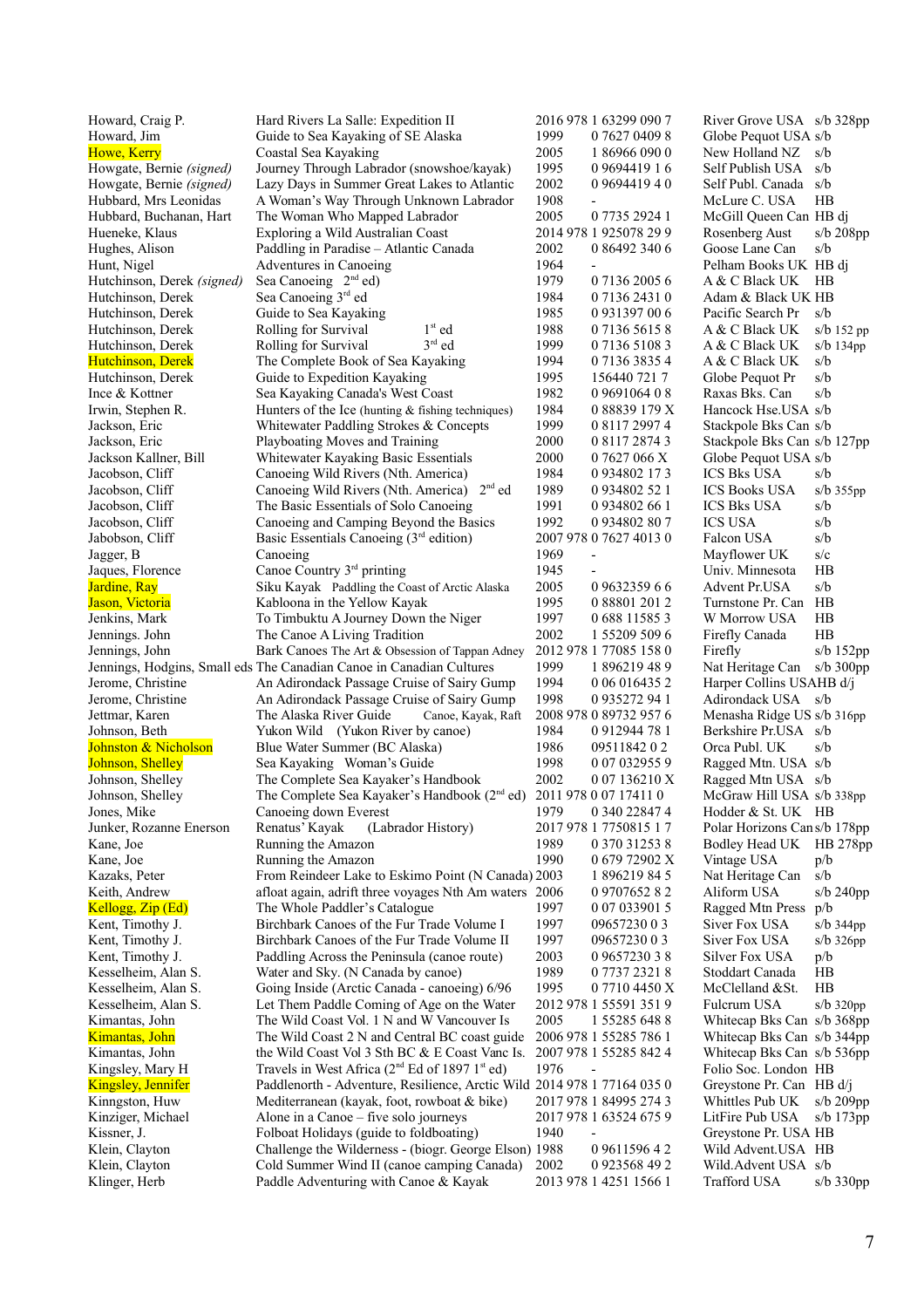| | | | | | |
|---|---|---|---|---|---|
| Howard, Craig P. | Hard Rivers La Salle: Expedition II | 2016 | 978 1 63299 090 7 | River Grove USA | s/b 328pp |
| Howard, Jim | Guide to Sea Kayaking of SE Alaska | 1999 | 0 7627 0409 8 | Globe Pequot USA | s/b |
| Howe, Kerry | Coastal Sea Kayaking | 2005 | 1 86966 090 0 | New Holland NZ | s/b |
| Howgate, Bernie *(signed)* | Journey Through Labrador (snowshoe/kayak) | 1995 | 0 9694419 1 6 | Self Publish USA | s/b |
| Howgate, Bernie *(signed)* | Lazy Days in Summer Great Lakes to Atlantic | 2002 | 0 9694419 4 0 | Self Publ. Canada | s/b |
| Hubbard, Mrs Leonidas | A Woman's Way Through Unknown Labrador | 1908 | - | McLure C. USA | HB |
| Hubbard, Buchanan, Hart | The Woman Who Mapped Labrador | 2005 | 0 7735 2924 1 | McGill Queen Can | HB dj |
| Hueneke, Klaus | Exploring a Wild Australian Coast | 2014 | 978 1 925078 29 9 | Rosenberg Aust | s/b 208pp |
| Hughes, Alison | Paddling in Paradise – Atlantic Canada | 2002 | 0 86492 340 6 | Goose Lane Can | s/b |
| Hunt, Nigel | Adventures in Canoeing | 1964 | - | Pelham Books UK | HB dj |
| Hutchinson, Derek *(signed)* | Sea Canoeing 2nd ed) | 1979 | 0 7136 2005 6 | A & C Black UK | HB |
| Hutchinson, Derek | Sea Canoeing 3rd ed | 1984 | 0 7136 2431 0 | Adam & Black UK | HB |
| Hutchinson, Derek | Guide to Sea Kayaking | 1985 | 0 931397 00 6 | Pacific Search Pr | s/b |
| Hutchinson, Derek | Rolling for Survival 1st ed | 1988 | 0 7136 5615 8 | A & C Black UK | s/b 152 pp |
| Hutchinson, Derek | Rolling for Survival 3rd ed | 1999 | 0 7136 5108 3 | A & C Black UK | s/b 134pp |
| Hutchinson, Derek | The Complete Book of Sea Kayaking | 1994 | 0 7136 3835 4 | A & C Black UK | s/b |
| Hutchinson, Derek | Guide to Expedition Kayaking | 1995 | 156440 721 7 | Globe Pequot Pr | s/b |
| Ince & Kottner | Sea Kayaking Canada's West Coast | 1982 | 0 9691064 0 8 | Raxas Bks. Can | s/b |
| Irwin, Stephen R. | Hunters of the Ice (hunting & fishing techniques) | 1984 | 0 88839 179 X | Hancock Hse.USA | s/b |
| Jackson, Eric | Whitewater Paddling Strokes & Concepts | 1999 | 0 8117 2997 4 | Stackpole Bks Can | s/b |
| Jackson, Eric | Playboating Moves and Training | 2000 | 0 8117 2874 3 | Stackpole Bks Can | s/b 127pp |
| Jackson Kallner, Bill | Whitewater Kayaking Basic Essentials | 2000 | 0 7627 066 X | Globe Pequot USA | s/b |
| Jacobson, Cliff | Canoeing Wild Rivers (Nth. America) | 1984 | 0 934802 17 3 | ICS Bks USA | s/b |
| Jacobson, Cliff | Canoeing Wild Rivers (Nth. America) 2nd ed | 1989 | 0 934802 52 1 | ICS Books USA | s/b 355pp |
| Jacobson, Cliff | The Basic Essentials of Solo Canoeing | 1991 | 0 934802 66 1 | ICS Bks USA | s/b |
| Jacobson, Cliff | Canoeing and Camping Beyond the Basics | 1992 | 0 934802 80 7 | ICS USA | s/b |
| Jabobson, Cliff | Basic Essentials Canoeing (3rd edition) | 2007 | 978 0 7627 4013 0 | Falcon USA | s/b |
| Jagger, B | Canoeing | 1969 | - | Mayflower UK | s/c |
| Jaques, Florence | Canoe Country 3rd printing | 1945 | - | Univ. Minnesota | HB |
| Jardine, Ray | Siku Kayak Paddling the Coast of Arctic Alaska | 2005 | 0 9632359 6 6 | Advent Pr.USA | s/b |
| Jason, Victoria | Kabloona in the Yellow Kayak | 1995 | 0 88801 201 2 | Turnstone Pr. Can | HB |
| Jenkins, Mark | To Timbuktu A Journey Down the Niger | 1997 | 0 688 11585 3 | W Morrow USA | HB |
| Jennings. John | The Canoe A Living Tradition | 2002 | 1 55209 509 6 | Firefly Canada | HB |
| Jennings, John | Bark Canoes The Art & Obsession of Tappan Adney | 2012 | 978 1 77085 158 0 | Firefly | s/b 152pp |
| Jennings, Hodgins, Small eds | The Canadian Canoe in Canadian Cultures | 1999 | 1 896219 48 9 | Nat Heritage Can | s/b 300pp |
| Jerome, Christine | An Adirondack Passage Cruise of Sairy Gump | 1994 | 0 06 016435 2 | Harper Collins USA | HB d/j |
| Jerome, Christine | An Adirondack Passage Cruise of Sairy Gump | 1998 | 0 935272 94 1 | Adirondack USA | s/b |
| Jettmar, Karen | The Alaska River Guide Canoe, Kayak, Raft | 2008 | 978 0 89732 957 6 | Menasha Ridge US | s/b 316pp |
| Johnson, Beth | Yukon Wild (Yukon River by canoe) | 1984 | 0 912944 78 1 | Berkshire Pr.USA | s/b |
| Johnston & Nicholson | Blue Water Summer (BC Alaska) | 1986 | 09511842 0 2 | Orca Publ. UK | s/b |
| Johnson, Shelley | Sea Kayaking Woman's Guide | 1998 | 0 07 032955 9 | Ragged Mtn. USA | s/b |
| Johnson, Shelley | The Complete Sea Kayaker's Handbook | 2002 | 0 07 136210 X | Ragged Mtn USA | s/b |
| Johnson, Shelley | The Complete Sea Kayaker's Handbook (2nd ed) | 2011 | 978 0 07 17411 0 | McGraw Hill USA | s/b 338pp |
| Jones, Mike | Canoeing down Everest | 1979 | 0 340 22847 4 | Hodder & St. UK | HB |
| Junker, Rozanne Enerson | Renatus' Kayak (Labrador History) | 2017 | 978 1 7750815 1 7 | Polar Horizons Can | s/b 178pp |
| Kane, Joe | Running the Amazon | 1989 | 0 370 31253 8 | Bodley Head UK | HB 278pp |
| Kane, Joe | Running the Amazon | 1990 | 0 679 72902 X | Vintage USA | p/b |
| Kazaks, Peter | From Reindeer Lake to Eskimo Point (N Canada) | 2003 | 1 896219 84 5 | Nat Heritage Can | s/b |
| Keith, Andrew | afloat again, adrift three voyages Nth Am waters | 2006 | 0 9707652 8 2 | Aliform USA | s/b 240pp |
| Kellogg, Zip (Ed) | The Whole Paddler's Catalogue | 1997 | 0 07 033901 5 | Ragged Mtn Press | p/b |
| Kent, Timothy J. | Birchbark Canoes of the Fur Trade Volume I | 1997 | 09657230 0 3 | Siver Fox USA | s/b 344pp |
| Kent, Timothy J. | Birchbark Canoes of the Fur Trade Volume II | 1997 | 09657230 0 3 | Siver Fox USA | s/b 326pp |
| Kent, Timothy J. | Paddling Across the Peninsula (canoe route) | 2003 | 0 9657230 3 8 | Silver Fox USA | p/b |
| Kesselheim, Alan S. | Water and Sky. (N Canada by canoe) | 1989 | 0 7737 2321 8 | Stoddart Canada | HB |
| Kesselheim, Alan S. | Going Inside (Arctic Canada - canoeing) 6/96 | 1995 | 0 7710 4450 X | McClelland &St. | HB |
| Kesselheim, Alan S. | Let Them Paddle Coming of Age on the Water | 2012 | 978 1 55591 351 9 | Fulcrum USA | s/b 320pp |
| Kimantas, John | The Wild Coast Vol. 1 N and W Vancouver Is | 2005 | 1 55285 648 8 | Whitecap Bks Can | s/b 368pp |
| Kimantas, John | The Wild Coast 2 N and Central BC coast guide | 2006 | 978 1 55285 786 1 | Whitecap Bks Can | s/b 344pp |
| Kimantas, John | the Wild Coast Vol 3 Sth BC & E Coast Vanc Is. | 2007 | 978 1 55285 842 4 | Whitecap Bks Can | s/b 536pp |
| Kingsley, Mary H | Travels in West Africa (2nd Ed of 1897 1st ed) | 1976 | - | Folio Soc. London | HB |
| Kingsley, Jennifer | Paddlenorth - Adventure, Resilience, Arctic Wild | 2014 | 978 1 77164 035 0 | Greystone Pr. Can | HB d/j |
| Kinngston, Huw | Mediterranean (kayak, foot, rowboat & bike) | 2017 | 978 1 84995 274 3 | Whittles Pub UK | s/b 209pp |
| Kinziger, Michael | Alone in a Canoe – five solo journeys | 2017 | 978 1 63524 675 9 | LitFire Pub USA | s/b 173pp |
| Kissner, J. | Folboat Holidays (guide to foldboating) | 1940 | - | Greystone Pr. USA | HB |
| Klein, Clayton | Challenge the Wilderness - (biogr. George Elson) | 1988 | 0 9611596 4 2 | Wild Advent.USA | HB |
| Klein, Clayton | Cold Summer Wind II (canoe camping Canada) | 2002 | 0 923568 49 2 | Wild.Advent USA | s/b |
| Klinger, Herb | Paddle Adventuring with Canoe & Kayak | 2013 | 978 1 4251 1566 1 | Trafford USA | s/b 330pp |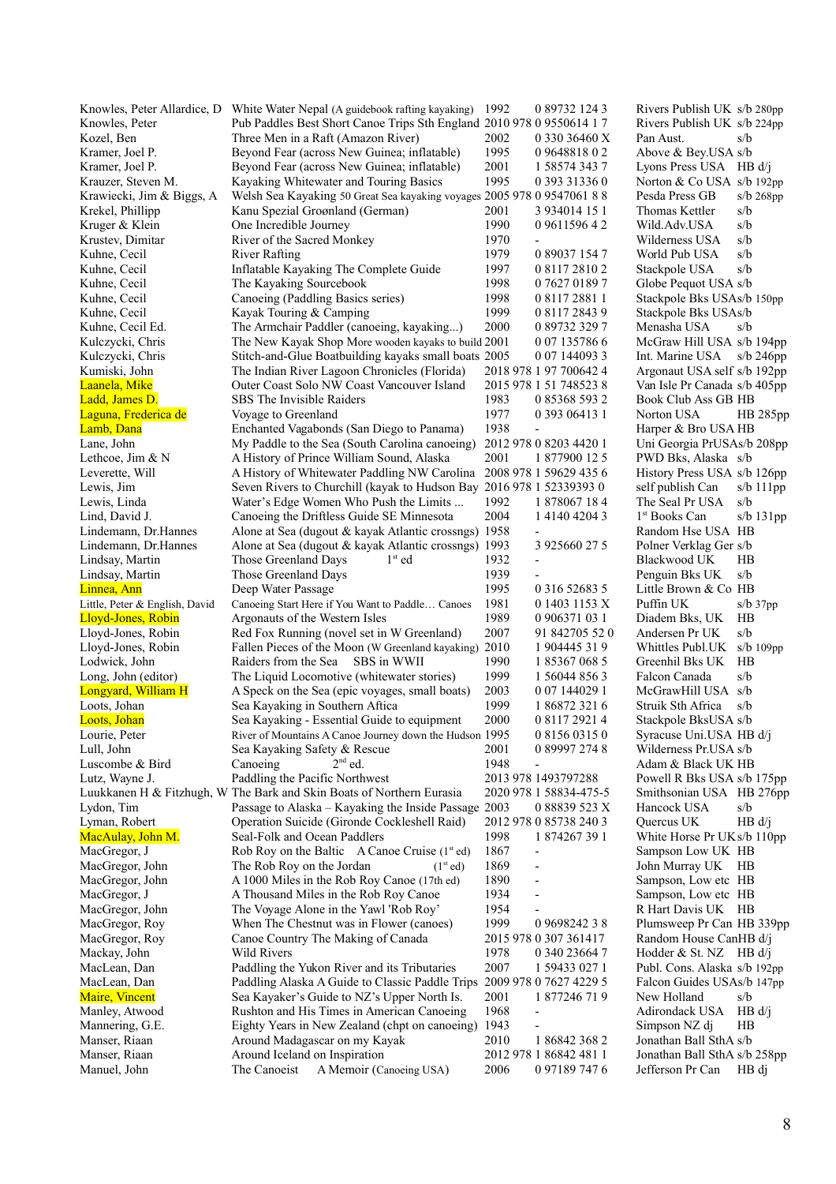| Author | Title | Year | ISBN | Publisher | Format |
|---|---|---|---|---|---|
| Knowles, Peter Allardice, D | White Water Nepal (A guidebook rafting kayaking) | 1992 | 0 89732 124 3 | Rivers Publish UK | s/b 280pp |
| Knowles, Peter | Pub Paddles Best Short Canoe Trips Sth England | 2010 | 978 0 9550614 1 7 | Rivers Publish UK | s/b 224pp |
| Kozel, Ben | Three Men in a Raft (Amazon River) | 2002 | 0 330 36460 X | Pan Aust. | s/b |
| Kramer, Joel P. | Beyond Fear (across New Guinea; inflatable) | 1995 | 0 9648818 0 2 | Above & Bey.USA | s/b |
| Kramer, Joel P. | Beyond Fear (across New Guinea; inflatable) | 2001 | 1 58574 343 7 | Lyons Press USA | HB d/j |
| Krauzer, Steven M. | Kayaking Whitewater and Touring Basics | 1995 | 0 393 31336 0 | Norton & Co USA | s/b 192pp |
| Krawiecki, Jim & Biggs, A | Welsh Sea Kayaking 50 Great Sea kayaking voyages | 2005 | 978 0 9547061 8 8 | Pesda Press GB | s/b 268pp |
| Krekel, Phillipp | Kanu Spezial Grøønland (German) | 2001 | 3 934014 15 1 | Thomas Kettler | s/b |
| Kruger & Klein | One Incredible Journey | 1990 | 0 9611596 4 2 | Wild.Adv.USA | s/b |
| Krustev, Dimitar | River of the Sacred Monkey | 1970 | - | Wilderness USA | s/b |
| Kuhne, Cecil | River Rafting | 1979 | 0 89037 154 7 | World Pub USA | s/b |
| Kuhne, Cecil | Inflatable Kayaking The Complete Guide | 1997 | 0 8117 2810 2 | Stackpole USA | s/b |
| Kuhne, Cecil | The Kayaking Sourcebook | 1998 | 0 7627 0189 7 | Globe Pequot USA | s/b |
| Kuhne, Cecil | Canoeing (Paddling Basics series) | 1998 | 0 8117 2881 1 | Stackpole Bks USA | s/b 150pp |
| Kuhne, Cecil | Kayak Touring & Camping | 1999 | 0 8117 2843 9 | Stackpole Bks USA | s/b |
| Kuhne, Cecil Ed. | The Armchair Paddler (canoeing, kayaking...) | 2000 | 0 89732 329 7 | Menasha USA | s/b |
| Kulczycki, Chris | The New Kayak Shop More wooden kayaks to build | 2001 | 0 07 135786 6 | McGraw Hill USA | s/b 194pp |
| Kulczycki, Chris | Stitch-and-Glue Boatbuilding kayaks small boats | 2005 | 0 07 144093 3 | Int. Marine USA | s/b 246pp |
| Kumiski, John | The Indian River Lagoon Chronicles (Florida) | 2018 | 978 1 97 700642 4 | Argonaut USA self | s/b 192pp |
| Laanela, Mike | Outer Coast Solo NW Coast Vancouver Island | 2015 | 978 1 51 748523 8 | Van Isle Pr Canada | s/b 405pp |
| Ladd, James D. | SBS The Invisible Raiders | 1983 | 0 85368 593 2 | Book Club Ass GB | HB |
| Laguna, Frederica de | Voyage to Greenland | 1977 | 0 393 06413 1 | Norton USA | HB 285pp |
| Lamb, Dana | Enchanted Vagabonds (San Diego to Panama) | 1938 | - | Harper & Bro USA | HB |
| Lane, John | My Paddle to the Sea (South Carolina canoeing) | 2012 | 978 0 8203 4420 1 | Uni Georgia PrUSA | s/b 208pp |
| Lethcoe, Jim & N | A History of Prince William Sound, Alaska | 2001 | 1 877900 12 5 | PWD Bks, Alaska | s/b |
| Leverette, Will | A History of Whitewater Paddling NW Carolina | 2008 | 978 1 59629 435 6 | History Press USA | s/b 126pp |
| Lewis, Jim | Seven Rivers to Churchill (kayak to Hudson Bay | 2016 | 978 1 52339393 0 | self publish Can | s/b 111pp |
| Lewis, Linda | Water's Edge Women Who Push the Limits ... | 1992 | 1 878067 18 4 | The Seal Pr USA | s/b |
| Lind, David J. | Canoeing the Driftless Guide SE Minnesota | 2004 | 1 4140 4204 3 | 1st Books Can | s/b 131pp |
| Lindemann, Dr.Hannes | Alone at Sea (dugout & kayak Atlantic crossngs) | 1958 | - | Random Hse USA | HB |
| Lindemann, Dr.Hannes | Alone at Sea (dugout & kayak Atlantic crossngs) | 1993 | 3 925660 27 5 | Polner Verklag Ger | s/b |
| Lindsay, Martin | Those Greenland Days 1st ed | 1932 | - | Blackwood UK | HB |
| Lindsay, Martin | Those Greenland Days | 1939 | - | Penguin Bks UK | s/b |
| Linnea, Ann | Deep Water Passage | 1995 | 0 316 52683 5 | Little Brown & Co | HB |
| Little, Peter & English, David | Canoeing Start Here if You Want to Paddle… Canoes | 1981 | 0 1403 1153 X | Puffin UK | s/b 37pp |
| Lloyd-Jones, Robin | Argonauts of the Western Isles | 1989 | 0 906371 03 1 | Diadem Bks, UK | HB |
| Lloyd-Jones, Robin | Red Fox Running (novel set in W Greenland) | 2007 | 91 842705 52 0 | Andersen Pr UK | s/b |
| Lloyd-Jones, Robin | Fallen Pieces of the Moon (W Greenland kayaking) | 2010 | 1 904445 31 9 | Whittles Publ.UK | s/b 109pp |
| Lodwick, John | Raiders from the Sea SBS in WWII | 1990 | 1 85367 068 5 | Greenhil Bks UK | HB |
| Long, John (editor) | The Liquid Locomotive (whitewater stories) | 1999 | 1 56044 856 3 | Falcon Canada | s/b |
| Longyard, William H | A Speck on the Sea (epic voyages, small boats) | 2003 | 0 07 144029 1 | McGrawHill USA | s/b |
| Loots, Johan | Sea Kayaking in Southern Aftica | 1999 | 1 86872 321 6 | Struik Sth Africa | s/b |
| Loots, Johan | Sea Kayaking - Essential Guide to equipment | 2000 | 0 8117 2921 4 | Stackpole BksUSA | s/b |
| Lourie, Peter | River of Mountains A Canoe Journey down the Hudson | 1995 | 0 8156 0315 0 | Syracuse Uni.USA | HB d/j |
| Lull, John | Sea Kayaking Safety & Rescue | 2001 | 0 89997 274 8 | Wilderness Pr.USA | s/b |
| Luscombe & Bird | Canoeing 2nd ed. | 1948 | - | Adam & Black UK | HB |
| Lutz, Wayne J. | Paddling the Pacific Northwest | 2013 | 978 1493797288 | Powell R Bks USA | s/b 175pp |
| Luukkanen H & Fitzhugh, W | The Bark and Skin Boats of Northern Eurasia | 2020 | 978 1 58834-475-5 | Smithsonian USA | HB 276pp |
| Lydon, Tim | Passage to Alaska – Kayaking the Inside Passage | 2003 | 0 88839 523 X | Hancock USA | s/b |
| Lyman, Robert | Operation Suicide (Gironde Cockleshell Raid) | 2012 | 978 0 85738 240 3 | Quercus UK | HB d/j |
| MacAulay, John M. | Seal-Folk and Ocean Paddlers | 1998 | 1 874267 39 1 | White Horse Pr UK | s/b 110pp |
| MacGregor, J | Rob Roy on the Baltic A Canoe Cruise (1st ed) | 1867 | - | Sampson Low UK | HB |
| MacGregor, John | The Rob Roy on the Jordan (1st ed) | 1869 | - | John Murray UK | HB |
| MacGregor, John | A 1000 Miles in the Rob Roy Canoe (17th ed) | 1890 | - | Sampson, Low etc | HB |
| MacGregor, J | A Thousand Miles in the Rob Roy Canoe | 1934 | - | Sampson, Low etc | HB |
| MacGregor, John | The Voyage Alone in the Yawl 'Rob Roy' | 1954 | - | R Hart Davis UK | HB |
| MacGregor, Roy | When The Chestnut was in Flower (canoes) | 1999 | 0 9698242 3 8 | Plumsweep Pr Can | HB 339pp |
| MacGregor, Roy | Canoe Country The Making of Canada | 2015 | 978 0 307 361417 | Random House Can | HB d/j |
| Mackay, John | Wild Rivers | 1978 | 0 340 23664 7 | Hodder & St. NZ | HB d/j |
| MacLean, Dan | Paddling the Yukon River and its Tributaries | 2007 | 1 59433 027 1 | Publ. Cons. Alaska | s/b 192pp |
| MacLean, Dan | Paddling Alaska A Guide to Classic Paddle Trips | 2009 | 978 0 7627 4229 5 | Falcon Guides USA | s/b 147pp |
| Maire, Vincent | Sea Kayaker's Guide to NZ's Upper North Is. | 2001 | 1 877246 71 9 | New Holland | s/b |
| Manley, Atwood | Rushton and His Times in American Canoeing | 1968 | - | Adirondack USA | HB d/j |
| Mannering, G.E. | Eighty Years in New Zealand (chpt on canoeing) | 1943 | - | Simpson NZ dj | HB |
| Manser, Riaan | Around Madagascar on my Kayak | 2010 | 1 86842 368 2 | Jonathan Ball SthA | s/b |
| Manser, Riaan | Around Iceland on Inspiration | 2012 | 978 1 86842 481 1 | Jonathan Ball SthA | s/b 258pp |
| Manuel, John | The Canoeist A Memoir (Canoeing USA) | 2006 | 0 97189 747 6 | Jefferson Pr Can | HB dj |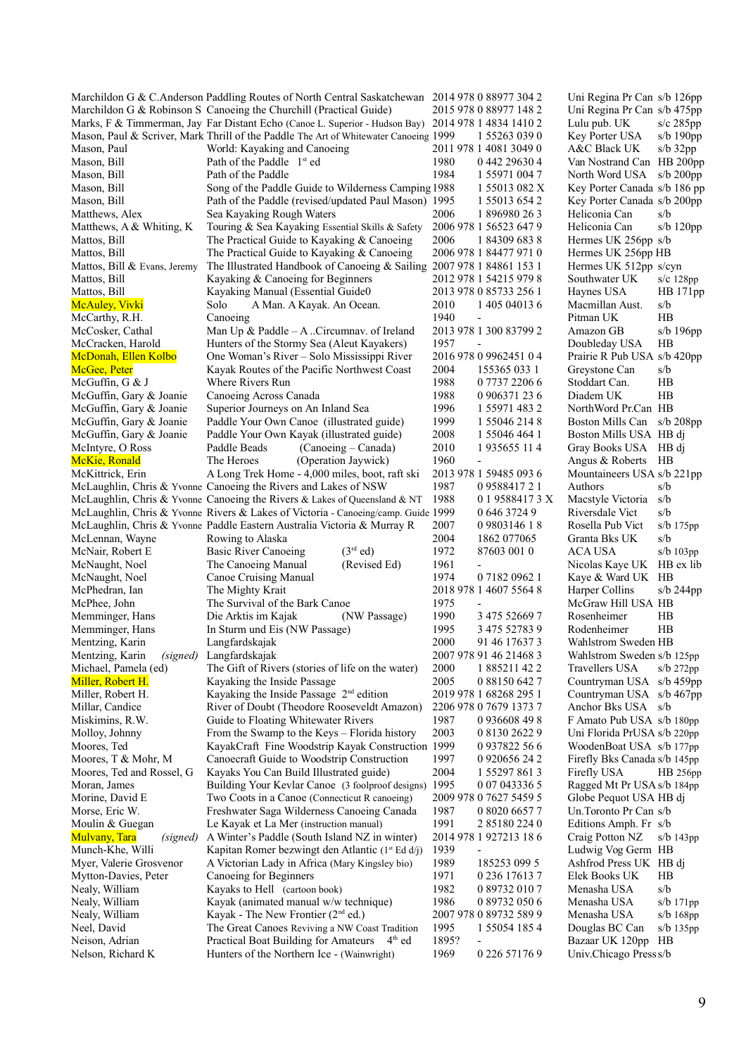| Author | Title | Year | ISBN | Publisher | Format |
|---|---|---|---|---|---|
| Marchildon G & C.Anderson | Paddling Routes of North Central Saskatchewan | 2014 | 978 0 88977 304 2 | Uni Regina Pr Can | s/b 126pp |
| Marchildon G & Robinson S | Canoeing the Churchill (Practical Guide) | 2015 | 978 0 88977 148 2 | Uni Regina Pr Can | s/b 475pp |
| Marks, F & Timmerman, Jay | Far Distant Echo (Canoe L. Superior - Hudson Bay) | 2014 | 978 1 4834 1410 2 | Lulu pub. UK | s/c 285pp |
| Mason, Paul & Scriver, Mark | Thrill of the Paddle The Art of Whitewater Canoeing | 1999 | 1 55263 039 0 | Key Porter USA | s/b 190pp |
| Mason, Paul | World: Kayaking and Canoeing | 2011 | 978 1 4081 3049 0 | A&C Black UK | s/b 32pp |
| Mason, Bill | Path of the Paddle 1st ed | 1980 | 0 442 29630 4 | Van Nostrand Can | HB 200pp |
| Mason, Bill | Path of the Paddle | 1984 | 1 55971 004 7 | North Word USA | s/b 200pp |
| Mason, Bill | Song of the Paddle Guide to Wilderness Camping | 1988 | 1 55013 082 X | Key Porter Canada | s/b 186 pp |
| Mason, Bill | Path of the Paddle (revised/updated Paul Mason) | 1995 | 1 55013 654 2 | Key Porter Canada | s/b 200pp |
| Matthews, Alex | Sea Kayaking Rough Waters | 2006 | 1 896980 26 3 | Heliconia Can | s/b |
| Matthews, A & Whiting, K | Touring & Sea Kayaking Essential Skills & Safety | 2006 | 978 1 56523 647 9 | Heliconia Can | s/b 120pp |
| Mattos, Bill | The Practical Guide to Kayaking & Canoeing | 2006 | 1 84309 683 8 | Hermes UK 256pp | s/b |
| Mattos, Bill | The Practical Guide to Kayaking & Canoeing | 2006 | 978 1 84477 971 0 | Hermes UK 256pp | HB |
| Mattos, Bill & Evans, Jeremy | The Illustrated Handbook of Canoeing & Sailing | 2007 | 978 1 84861 153 1 | Hermes UK 512pp | s/cyn |
| Mattos, Bill | Kayaking & Canoeing for Beginners | 2012 | 978 1 54215 979 8 | Southwater UK | s/c 128pp |
| Mattos, Bill | Kayaking Manual (Essential Guide0 | 2013 | 978 0 85733 256 1 | Haynes USA | HB 171pp |
| McAuley, Vivki | Solo A Man. A Kayak. An Ocean. | 2010 | 1 405 04013 6 | Macmillan Aust. | s/b |
| McCarthy, R.H. | Canoeing | 1940 | - | Pitman UK | HB |
| McCosker, Cathal | Man Up & Paddle – A ..Circumnav. of Ireland | 2013 | 978 1 300 83799 2 | Amazon GB | s/b 196pp |
| McCracken, Harold | Hunters of the Stormy Sea (Aleut Kayakers) | 1957 | - | Doubleday USA | HB |
| McDonah, Ellen Kolbo | One Woman's River – Solo Mississippi River | 2016 | 978 0 9962451 0 4 | Prairie R Pub USA | s/b 420pp |
| McGee, Peter | Kayak Routes of the Pacific Northwest Coast | 2004 | 155365 033 1 | Greystone Can | s/b |
| McGuffin, G & J | Where Rivers Run | 1988 | 0 7737 2206 6 | Stoddart Can. | HB |
| McGuffin, Gary & Joanie | Canoeing Across Canada | 1988 | 0 906371 23 6 | Diadem UK | HB |
| McGuffin, Gary & Joanie | Superior Journeys on An Inland Sea | 1996 | 1 55971 483 2 | NorthWord Pr.Can | HB |
| McGuffin, Gary & Joanie | Paddle Your Own Canoe (illustrated guide) | 1999 | 1 55046 214 8 | Boston Mills Can | s/b 208pp |
| McGuffin, Gary & Joanie | Paddle Your Own Kayak (illustrated guide) | 2008 | 1 55046 464 1 | Boston Mills USA | HB dj |
| McIntyre, O Ross | Paddle Beads (Canoeing – Canada) | 2010 | 1 935655 11 4 | Gray Books USA | HB dj |
| McKie, Ronald | The Heroes (Operation Jaywick) | 1960 | - | Angus & Roberts | HB |
| McKittrick, Erin | A Long Trek Home - 4,000 miles, boot, raft ski | 2013 | 978 1 59485 093 6 | Mountaineers USA | s/b 221pp |
| McLaughlin, Chris & Yvonne | Canoeing the Rivers and Lakes of NSW | 1987 | 0 9588417 2 1 | Authors | s/b |
| McLaughlin, Chris & Yvonne | Canoeing the Rivers & Lakes of Queensland & NT | 1988 | 0 1 9588417 3 X | Macstyle Victoria | s/b |
| McLaughlin, Chris & Yvonne | Rivers & Lakes of Victoria - Canoeing/camp. Guide | 1999 | 0 646 3724 9 | Riversdale Vict | s/b |
| McLaughlin, Chris & Yvonne | Paddle Eastern Australia Victoria & Murray R | 2007 | 0 9803146 1 8 | Rosella Pub Vict | s/b 175pp |
| McLennan, Wayne | Rowing to Alaska | 2004 | 1862 077065 | Granta Bks UK | s/b |
| McNair, Robert E | Basic River Canoeing (3rd ed) | 1972 | 87603 001 0 | ACA USA | s/b 103pp |
| McNaught, Noel | The Canoeing Manual (Revised Ed) | 1961 | - | Nicolas Kaye UK | HB ex lib |
| McNaught, Noel | Canoe Cruising Manual | 1974 | 0 7182 0962 1 | Kaye & Ward UK | HB |
| McPhedran, Ian | The Mighty Krait | 2018 | 978 1 4607 5564 8 | Harper Collins | s/b 244pp |
| McPhee, John | The Survival of the Bark Canoe | 1975 | - | McGraw Hill USA | HB |
| Memminger, Hans | Die Arktis im Kajak (NW Passage) | 1990 | 3 475 52669 7 | Rosenheimer | HB |
| Memminger, Hans | In Sturm und Eis (NW Passage) | 1995 | 3 475 52783 9 | Rodenheimer | HB |
| Mentzing, Karin | Langfardskajak | 2000 | 91 46 17637 3 | Wahlstrom Sweden | HB |
| Mentzing, Karin *(signed)* | Langfardskajak | 2007 | 978 91 46 21468 3 | Wahlstrom Sweden | s/b 125pp |
| Michael, Pamela (ed) | The Gift of Rivers (stories of life on the water) | 2000 | 1 885211 42 2 | Travellers USA | s/b 272pp |
| Miller, Robert H. | Kayaking the Inside Passage | 2005 | 0 88150 642 7 | Countryman USA | s/b 459pp |
| Miller, Robert H. | Kayaking the Inside Passage 2nd edition | 2019 | 978 1 68268 295 1 | Countryman USA | s/b 467pp |
| Millar, Candice | River of Doubt (Theodore Rooseveldt Amazon) | 2206 | 978 0 7679 1373 7 | Anchor Bks USA | s/b |
| Miskimins, R.W. | Guide to Floating Whitewater Rivers | 1987 | 0 936608 49 8 | F Amato Pub USA | s/b 180pp |
| Molloy, Johnny | From the Swamp to the Keys – Florida history | 2003 | 0 8130 2622 9 | Uni Florida PrUSA | s/b 220pp |
| Moores, Ted | KayakCraft Fine Woodstrip Kayak Construction | 1999 | 0 937822 56 6 | WoodenBoat USA | s/b 177pp |
| Moores, T & Mohr, M | Canoecraft Guide to Woodstrip Construction | 1997 | 0 920656 24 2 | Firefly Bks Canada | s/b 145pp |
| Moores, Ted and Rossel, G | Kayaks You Can Build Illustrated guide) | 2004 | 1 55297 861 3 | Firefly USA | HB 256pp |
| Moran, James | Building Your Kevlar Canoe (3 foolproof designs) | 1995 | 0 07 043336 5 | Ragged Mt Pr USA | s/b 184pp |
| Morine, David E | Two Coots in a Canoe (Connecticut R canoeing) | 2009 | 978 0 7627 5459 5 | Globe Pequot USA | HB dj |
| Morse, Eric W. | Freshwater Saga Wilderness Canoeing Canada | 1987 | 0 8020 6657 7 | Un.Toronto Pr Can | s/b |
| Moulin & Guegan | Le Kayak et La Mer (instruction manual) | 1991 | 2 85180 224 0 | Editions Amph. Fr | s/b |
| Mulvany, Tara *(signed)* | A Winter's Paddle (South Island NZ in winter) | 2014 | 978 1 927213 18 6 | Craig Potton NZ | s/b 143pp |
| Munch-Khe, Willi | Kapitan Romer bezwingt den Atlantic (1st Ed d/j) | 1939 | - | Ludwig Vog Germ | HB |
| Myer, Valerie Grosvenor | A Victorian Lady in Africa (Mary Kingsley bio) | 1989 | 185253 099 5 | Ashfrod Press UK | HB dj |
| Mytton-Davies, Peter | Canoeing for Beginners | 1971 | 0 236 17613 7 | Elek Books UK | HB |
| Nealy, William | Kayaks to Hell (cartoon book) | 1982 | 0 89732 010 7 | Menasha USA | s/b |
| Nealy, William | Kayak (animated manual w/w technique) | 1986 | 0 89732 050 6 | Menasha USA | s/b 171pp |
| Nealy, William | Kayak - The New Frontier (2nd ed.) | 2007 | 978 0 89732 589 9 | Menasha USA | s/b 168pp |
| Neel, David | The Great Canoes Reviving a NW Coast Tradition | 1995 | 1 55054 185 4 | Douglas BC Can | s/b 135pp |
| Neison, Adrian | Practical Boat Building for Amateurs 4th ed | 1895? | - | Bazaar UK 120pp | HB |
| Nelson, Richard K | Hunters of the Northern Ice - (Wainwright) | 1969 | 0 226 57176 9 | Univ.Chicago Press | s/b |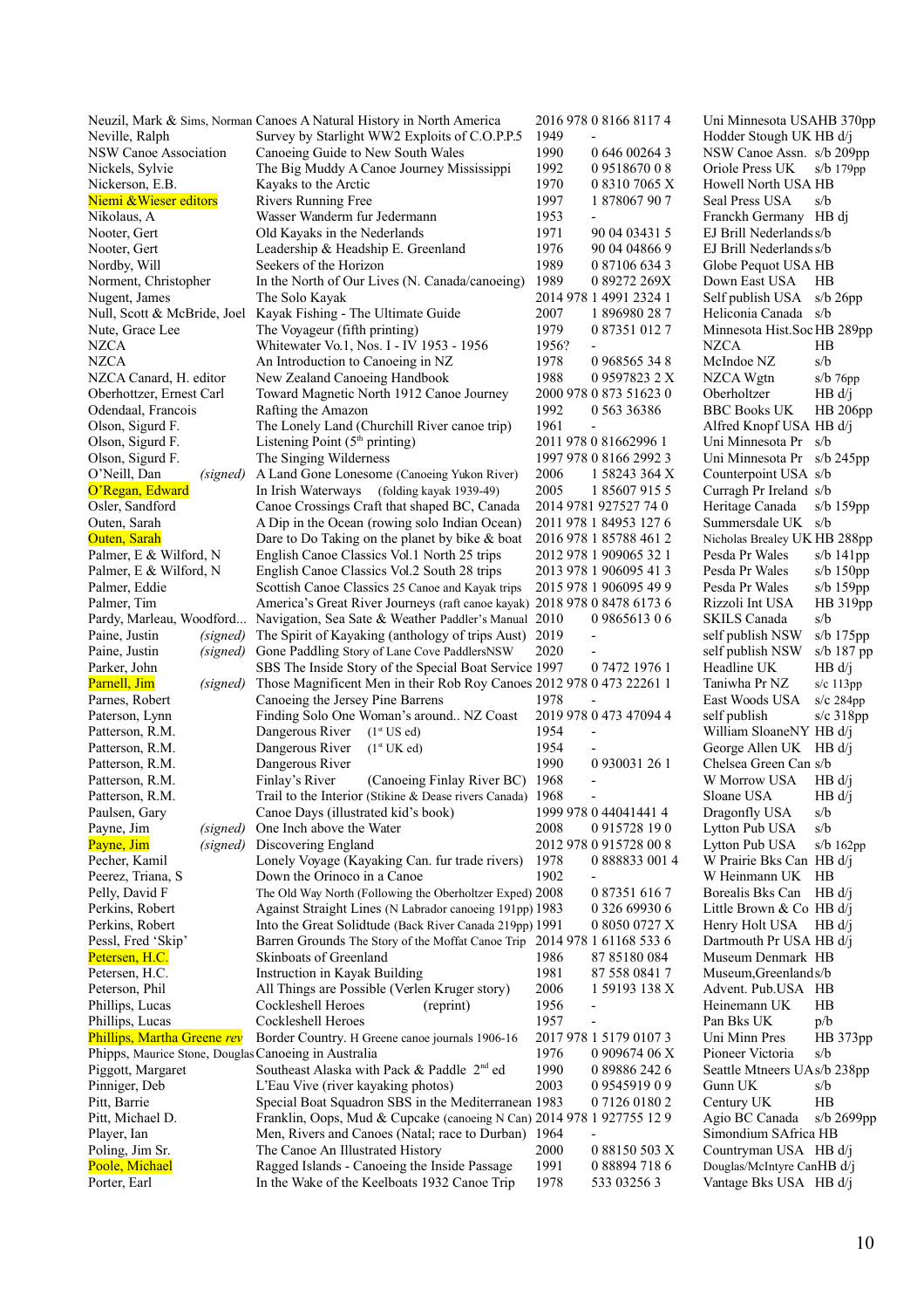| Author | Title | Year | ISBN | Publisher |
|---|---|---|---|---|
| Neuzil, Mark & Sims, Norman | Canoes A Natural History in North America | 2016 | 978 0 8166 8117 4 | Uni Minnesota USA HB 370pp |
| Neville, Ralph | Survey by Starlight WW2 Exploits of C.O.P.P.5 | 1949 | - | Hodder Stough UK HB d/j |
| NSW Canoe Association | Canoeing Guide to New South Wales | 1990 | 0 646 00264 3 | NSW Canoe Assn. s/b 209pp |
| Nickels, Sylvie | The Big Muddy A Canoe Journey Mississippi | 1992 | 0 9518670 0 8 | Oriole Press UK s/b 179pp |
| Nickerson, E.B. | Kayaks to the Arctic | 1970 | 0 8310 7065 X | Howell North USA HB |
| Niemi &Wieser editors | Rivers Running Free | 1997 | 1 878067 90 7 | Seal Press USA s/b |
| Nikolaus, A | Wasser Wanderm fur Jedermann | 1953 | - | Franckh Germany HB dj |
| Nooter, Gert | Old Kayaks in the Nederlands | 1971 | 90 04 03431 5 | EJ Brill Nederlands s/b |
| Nooter, Gert | Leadership & Headship E. Greenland | 1976 | 90 04 04866 9 | EJ Brill Nederlands s/b |
| Nordby, Will | Seekers of the Horizon | 1989 | 0 87106 634 3 | Globe Pequot USA HB |
| Norment, Christopher | In the North of Our Lives (N. Canada/canoeing) | 1989 | 0 89272 269X | Down East USA HB |
| Nugent, James | The Solo Kayak | 2014 | 978 1 4991 2324 1 | Self publish USA s/b 26pp |
| Null, Scott & McBride, Joel | Kayak Fishing - The Ultimate Guide | 2007 | 1 896980 28 7 | Heliconia Canada s/b |
| Nute, Grace Lee | The Voyageur (fifth printing) | 1979 | 0 87351 012 7 | Minnesota Hist.Soc HB 289pp |
| NZCA | Whitewater Vo.1, Nos. I - IV 1953 - 1956 | 1956? | - | NZCA HB |
| NZCA | An Introduction to Canoeing in NZ | 1978 | 0 968565 34 8 | McIndoe NZ s/b |
| NZCA Canard, H. editor | New Zealand Canoeing Handbook | 1988 | 0 9597823 2 X | NZCA Wgtn s/b 76pp |
| Oberholtzer, Ernest Carl | Toward Magnetic North 1912 Canoe Journey | 2000 | 978 0 873 51623 0 | Oberholtzer HB d/j |
| Odendaal, Francois | Rafting the Amazon | 1992 | 0 563 36386 | BBC Books UK HB 206pp |
| Olson, Sigurd F. | The Lonely Land (Churchill River canoe trip) | 1961 | - | Alfred Knopf USA HB d/j |
| Olson, Sigurd F. | Listening Point (5th printing) | 2011 | 978 0 81662996 1 | Uni Minnesota Pr s/b |
| Olson, Sigurd F. | The Singing Wilderness | 1997 | 978 0 8166 2992 3 | Uni Minnesota Pr s/b 245pp |
| O'Neill, Dan *(signed)* | A Land Gone Lonesome (Canoeing Yukon River) | 2006 | 1 58243 364 X | Counterpoint USA s/b |
| O'Regan, Edward | In Irish Waterways (folding kayak 1939-49) | 2005 | 1 85607 915 5 | Curragh Pr Ireland s/b |
| Osler, Sandford | Canoe Crossings Craft that shaped BC, Canada | 2014 | 9781 927527 74 0 | Heritage Canada s/b 159pp |
| Outen, Sarah | A Dip in the Ocean (rowing solo Indian Ocean) | 2011 | 978 1 84953 127 6 | Summersdale UK s/b |
| Outen, Sarah | Dare to Do Taking on the planet by bike & boat | 2016 | 978 1 85788 461 2 | Nicholas Brealey UK HB 288pp |
| Palmer, E & Wilford, N | English Canoe Classics Vol.1 North 25 trips | 2012 | 978 1 909065 32 1 | Pesda Pr Wales s/b 141pp |
| Palmer, E & Wilford, N | English Canoe Classics Vol.2 South 28 trips | 2013 | 978 1 906095 41 3 | Pesda Pr Wales s/b 150pp |
| Palmer, Eddie | Scottish Canoe Classics 25 Canoe and Kayak trips | 2015 | 978 1 906095 49 9 | Pesda Pr Wales s/b 159pp |
| Palmer, Tim | America's Great River Journeys (raft canoe kayak) | 2018 | 978 0 8478 6173 6 | Rizzoli Int USA HB 319pp |
| Pardy, Marleau, Woodford... | Navigation, Sea Sate & Weather Paddler's Manual | 2010 | 0 9865613 0 6 | SKILS Canada s/b |
| Paine, Justin *(signed)* | The Spirit of Kayaking (anthology of trips Aust) | 2019 | - | self publish NSW s/b 175pp |
| Paine, Justin *(signed)* | Gone Paddling Story of Lane Cove PaddlersNSW | 2020 | - | self publish NSW s/b 187 pp |
| Parker, John | SBS The Inside Story of the Special Boat Service | 1997 | 0 7472 1976 1 | Headline UK HB d/j |
| Parnell, Jim *(signed)* | Those Magnificent Men in their Rob Roy Canoes | 2012 | 978 0 473 22261 1 | Taniwha Pr NZ s/c 113pp |
| Parnes, Robert | Canoeing the Jersey Pine Barrens | 1978 | - | East Woods USA s/c 284pp |
| Paterson, Lynn | Finding Solo One Woman's around.. NZ Coast | 2019 | 978 0 473 47094 4 | self publish s/c 318pp |
| Patterson, R.M. | Dangerous River (1st US ed) | 1954 | - | William SloaneNY HB d/j |
| Patterson, R.M. | Dangerous River (1st UK ed) | 1954 | - | George Allen UK HB d/j |
| Patterson, R.M. | Dangerous River | 1990 | 0 930031 26 1 | Chelsea Green Can s/b |
| Patterson, R.M. | Finlay's River (Canoeing Finlay River BC) | 1968 | - | W Morrow USA HB d/j |
| Patterson, R.M. | Trail to the Interior (Stikine & Dease rivers Canada) | 1968 | - | Sloane USA HB d/j |
| Paulsen, Gary | Canoe Days (illustrated kid's book) | 1999 | 978 0 44041441 4 | Dragonfly USA s/b |
| Payne, Jim *(signed)* | One Inch above the Water | 2008 | 0 915728 19 0 | Lytton Pub USA s/b |
| Payne, Jim *(signed)* | Discovering England | 2012 | 978 0 915728 00 8 | Lytton Pub USA s/b 162pp |
| Pecher, Kamil | Lonely Voyage (Kayaking Can. fur trade rivers) | 1978 | 0 888833 001 4 | W Prairie Bks Can HB d/j |
| Peerez, Triana, S | Down the Orinoco in a Canoe | 1902 | - | W Heinmann UK HB |
| Pelly, David F | The Old Way North (Following the Oberholtzer Exped) | 2008 | 0 87351 616 7 | Borealis Bks Can HB d/j |
| Perkins, Robert | Against Straight Lines (N Labrador canoeing 191pp) | 1983 | 0 326 69930 6 | Little Brown & Co HB d/j |
| Perkins, Robert | Into the Great Solidtude (Back River Canada 219pp) | 1991 | 0 8050 0727 X | Henry Holt USA HB d/j |
| Pessl, Fred 'Skip' | Barren Grounds The Story of the Moffat Canoe Trip | 2014 | 978 1 61168 533 6 | Dartmouth Pr USA HB d/j |
| Petersen, H.C. | Skinboats of Greenland | 1986 | 87 85180 084 | Museum Denmark HB |
| Petersen, H.C. | Instruction in Kayak Building | 1981 | 87 558 0841 7 | Museum,Greenland s/b |
| Peterson, Phil | All Things are Possible (Verlen Kruger story) | 2006 | 1 59193 138 X | Advent. Pub.USA HB |
| Phillips, Lucas | Cockleshell Heroes | 1956 | - | Heinemann UK HB |
| Phillips, Lucas | Cockleshell Heroes (reprint) | 1957 | - | Pan Bks UK p/b |
| Phillips, Martha Greene *rev* | Border Country. H Greene canoe journals 1906-16 | 2017 | 978 1 5179 0107 3 | Uni Minn Pres HB 373pp |
| Phipps, Maurice Stone, Douglas | Canoeing in Australia | 1976 | 0 909674 06 X | Pioneer Victoria s/b |
| Piggott, Margaret | Southeast Alaska with Pack & Paddle 2nd ed | 1990 | 0 89886 242 6 | Seattle Mtneers UA s/b 238pp |
| Pinniger, Deb | L'Eau Vive (river kayaking photos) | 2003 | 0 9545919 0 9 | Gunn UK s/b |
| Pitt, Barrie | Special Boat Squadron SBS in the Mediterranean | 1983 | 0 7126 0180 2 | Century UK HB |
| Pitt, Michael D. | Franklin, Oops, Mud & Cupcake (canoeing N Can) | 2014 | 978 1 927755 12 9 | Agio BC Canada s/b 2699pp |
| Player, Ian | Men, Rivers and Canoes (Natal; race to Durban) | 1964 | - | Simondium SAfrica HB |
| Poling, Jim Sr. | The Canoe An Illustrated History | 2000 | 0 88150 503 X | Countryman USA HB d/j |
| Poole, Michael | Ragged Islands - Canoeing the Inside Passage | 1991 | 0 88894 718 6 | Douglas/McIntyre Can HB d/j |
| Porter, Earl | In the Wake of the Keelboats 1932 Canoe Trip | 1978 | 533 03256 3 | Vantage Bks USA HB d/j |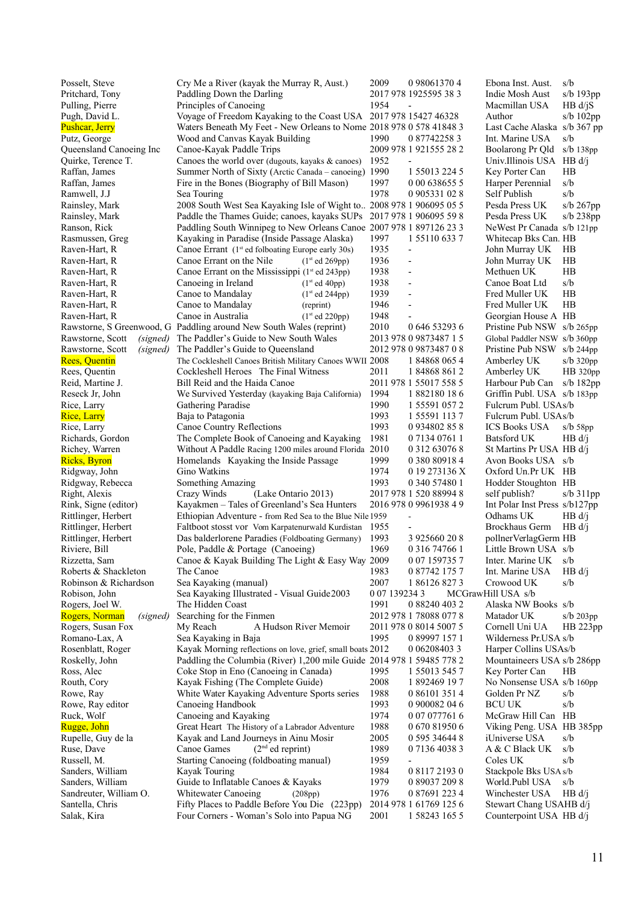| Author | Title | Year | ISBN | Publisher | Format |
|---|---|---|---|---|---|
| Posselt, Steve | Cry Me a River (kayak the Murray R, Aust.) | 2009 | 0 980613704 | Ebona Inst. Aust. | s/b |
| Pritchard, Tony | Paddling Down the Darling | 2017 | 978 1925595 38 3 | Indie Mosh Aust | s/b 193pp |
| Pulling, Pierre | Principles of Canoeing | 1954 | - | Macmillan USA | HB d/jS |
| Pugh, David L. | Voyage of Freedom Kayaking to the Coast USA | 2017 | 978 15427 46328 | Author | s/b 102pp |
| Pushcar, Jerry | Waters Beneath My Feet - New Orleans to Nome | 2018 | 978 0 578 41848 3 | Last Cache Alaska | s/b 367 pp |
| Putz, George | Wood and Canvas Kayak Building | 1990 | 0 87742258 3 | Int. Marine USA | s/b |
| Queensland Canoeing Inc | Canoe-Kayak Paddle Trips | 2009 | 978 1 921555 28 2 | Boolarong Pr Qld | s/b 138pp |
| Quirke, Terence T. | Canoes the world over (dugouts, kayaks & canoes) | 1952 | - | Univ.Illinois USA | HB d/j |
| Raffan, James | Summer North of Sixty (Arctic Canada – canoeing) | 1990 | 1 55013 224 5 | Key Porter Can | HB |
| Raffan, James | Fire in the Bones (Biography of Bill Mason) | 1997 | 0 00 638655 5 | Harper Perennial | s/b |
| Ramwell, J.J | Sea Touring | 1978 | 0 905331 02 8 | Self Publish | s/b |
| Rainsley, Mark | 2008 South West Sea Kayaking Isle of Wight to.. | 2008 | 978 1 906095 05 5 | Pesda Press UK | s/b 267pp |
| Rainsley, Mark | Paddle the Thames Guide; canoes, kayaks SUPs | 2017 | 978 1 906095 59 8 | Pesda Press UK | s/b 238pp |
| Ranson, Rick | Paddling South Winnipeg to New Orleans Canoe | 2007 | 978 1 897126 23 3 | NeWest Pr Canada | s/b 121pp |
| Rasmussen, Greg | Kayaking in Paradise (Inside Passage Alaska) | 1997 | 1 55110 633 7 | Whitecap Bks Can. | HB |
| Raven-Hart, R | Canoe Errant (1st ed folboating Europe early 30s) | 1935 | - | John Murray UK | HB |
| Raven-Hart, R | Canoe Errant on the Nile (1st ed 269pp) | 1936 | - | John Murray UK | HB |
| Raven-Hart, R | Canoe Errant on the Mississippi (1st ed 243pp) | 1938 | - | Methuen UK | HB |
| Raven-Hart, R | Canoeing in Ireland (1st ed 40pp) | 1938 | - | Canoe Boat Ltd | s/b |
| Raven-Hart, R | Canoe to Mandalay (1st ed 244pp) | 1939 | - | Fred Muller UK | HB |
| Raven-Hart, R | Canoe to Mandalay (reprint) | 1946 | - | Fred Muller UK | HB |
| Raven-Hart, R | Canoe in Australia (1st ed 220pp) | 1948 | - | Georgian House A | HB |
| Rawstorne, S Greenwood, G | Paddling around New South Wales (reprint) | 2010 | 0 646 53293 6 | Pristine Pub NSW | s/b 265pp |
| Rawstorne, Scott *(signed)* | The Paddler's Guide to New South Wales | 2013 | 978 0 9873487 1 5 | Global Paddler NSW | s/b 360pp |
| Rawstorne, Scott *(signed)* | The Paddler's Guide to Queensland | 2012 | 978 0 9873487 0 8 | Pristine Pub NSW | s/b 244pp |
| Rees, Quentin | The Cockleshell Canoes British Military Canoes WWII | 2008 | 1 84868 065 4 | Amberley UK | s/b 320pp |
| Rees, Quentin | Cockleshell Heroes The Final Witness | 2011 | 1 84868 861 2 | Amberley UK | HB 320pp |
| Reid, Martine J. | Bill Reid and the Haida Canoe | 2011 | 978 1 55017 558 5 | Harbour Pub Can | s/b 182pp |
| Reseck Jr, John | We Survived Yesterday (kayaking Baja California) | 1994 | 1 882180 18 6 | Griffin Publ. USA | s/b 183pp |
| Rice, Larry | Gathering Paradise | 1990 | 1 55591 057 2 | Fulcrum Publ. USA | s/b |
| Rice, Larry | Baja to Patagonia | 1993 | 1 55591 113 7 | Fulcrum Publ. USA | s/b |
| Rice, Larry | Canoe Country Reflections | 1993 | 0 934802 85 8 | ICS Books USA | s/b 58pp |
| Richards, Gordon | The Complete Book of Canoeing and Kayaking | 1981 | 0 7134 0761 1 | Batsford UK | HB d/j |
| Richey, Warren | Without A Paddle Racing 1200 miles around Florida | 2010 | 0 312 63076 8 | St Martins Pr USA | HB d/j |
| Ricks, Byron | Homelands Kayaking the Inside Passage | 1999 | 0 380 80918 4 | Avon Books USA | s/b |
| Ridgway, John | Gino Watkins | 1974 | 0 19 273136 X | Oxford Un.Pr UK | HB |
| Ridgway, Rebecca | Something Amazing | 1993 | 0 340 57480 1 | Hodder Stoughton | HB |
| Right, Alexis | Crazy Winds (Lake Ontario 2013) | 2017 | 978 1 520 88994 8 | self publish? | s/b 311pp |
| Rink, Signe (editor) | Kayakmen – Tales of Greenland's Sea Hunters | 2016 | 978 0 9961938 4 9 | Int Polar Inst Press | s/b127pp |
| Rittlinger, Herbert | Ethiopian Adventure - from Red Sea to the Blue Nile | 1959 | - | Odhams UK | HB d/j |
| Rittlinger, Herbert | Faltboot stosst vor Vom Karpatenurwald Kurdistan | 1955 | - | Brockhaus Germ | HB d/j |
| Rittlinger, Herbert | Das balderlorene Paradies (Foldboating Germany) | 1993 | 3 925660 20 8 | pollnerVerlagGerm | HB |
| Riviere, Bill | Pole, Paddle & Portage (Canoeing) | 1969 | 0 316 74766 1 | Little Brown USA | s/b |
| Rizzetta, Sam | Canoe & Kayak Building The Light & Easy Way | 2009 | 0 07 159735 7 | Inter. Marine UK | s/b |
| Roberts & Shackleton | The Canoe | 1983 | 0 87742 175 7 | Int. Marine USA | HB d/j |
| Robinson & Richardson | Sea Kayaking (manual) | 2007 | 1 86126 827 3 | Crowood UK | s/b |
| Robison, John | Sea Kayaking Illustrated - Visual Guide | 2003 | 0 07 139234 3 | MCGrawHill USA | s/b |
| Rogers, Joel W. | The Hidden Coast | 1991 | 0 88240 403 2 | Alaska NW Books | s/b |
| Rogers, Norman *(signed)* | Searching for the Finmen | 2012 | 978 1 78088 077 8 | Matador UK | s/b 203pp |
| Rogers, Susan Fox | My Reach A Hudson River Memoir | 2011 | 978 0 8014 5007 5 | Cornell Uni UA | HB 223pp |
| Romano-Lax, A | Sea Kayaking in Baja | 1995 | 0 89997 157 1 | Wilderness Pr.USA | s/b |
| Rosenblatt, Roger | Kayak Morning reflections on love, grief, small boats | 2012 | 0 06208403 3 | Harper Collins USA | s/b |
| Roskelly, John | Paddling the Columbia (River) 1,200 mile Guide | 2014 | 978 1 59485 778 2 | Mountaineers USA | s/b 286pp |
| Ross, Alec | Coke Stop in Eno (Canoeing in Canada) | 1995 | 1 55013 545 7 | Key Porter Can | HB |
| Routh, Cory | Kayak Fishing (The Complete Guide) | 2008 | 1 892469 19 7 | No Nonsense USA | s/b 160pp |
| Rowe, Ray | White Water Kayaking Adventure Sports series | 1988 | 0 86101 351 4 | Golden Pr NZ | s/b |
| Rowe, Ray editor | Canoeing Handbook | 1993 | 0 900082 04 6 | BCU UK | s/b |
| Ruck, Wolf | Canoeing and Kayaking | 1974 | 0 07 077761 6 | McGraw Hill Can | HB |
| Rugge, John | Great Heart The History of a Labrador Adventure | 1988 | 0 670 81950 6 | Viking Peng. USA | HB 385pp |
| Rupelle, Guy de la | Kayak and Land Journeys in Ainu Mosir | 2005 | 0 595 34644 8 | iUniverse USA | s/b |
| Ruse, Dave | Canoe Games (2nd ed reprint) | 1989 | 0 7136 4038 3 | A & C Black UK | s/b |
| Russell, M. | Starting Canoeing (foldboating manual) | 1959 | - | Coles UK | s/b |
| Sanders, William | Kayak Touring | 1984 | 0 8117 2193 0 | Stackpole Bks USA | s/b |
| Sanders, William | Guide to Inflatable Canoes & Kayaks | 1979 | 0 89037 209 8 | World.Publ USA | s/b |
| Sandreuter, William O. | Whitewater Canoeing (208pp) | 1976 | 0 87691 223 4 | Winchester USA | HB d/j |
| Santella, Chris | Fifty Places to Paddle Before You Die (223pp) | 2014 | 978 1 61769 125 6 | Stewart Chang USA | HB d/j |
| Salak, Kira | Four Corners - Woman's Solo into Papua NG | 2001 | 1 58243 165 5 | Counterpoint USA | HB d/j |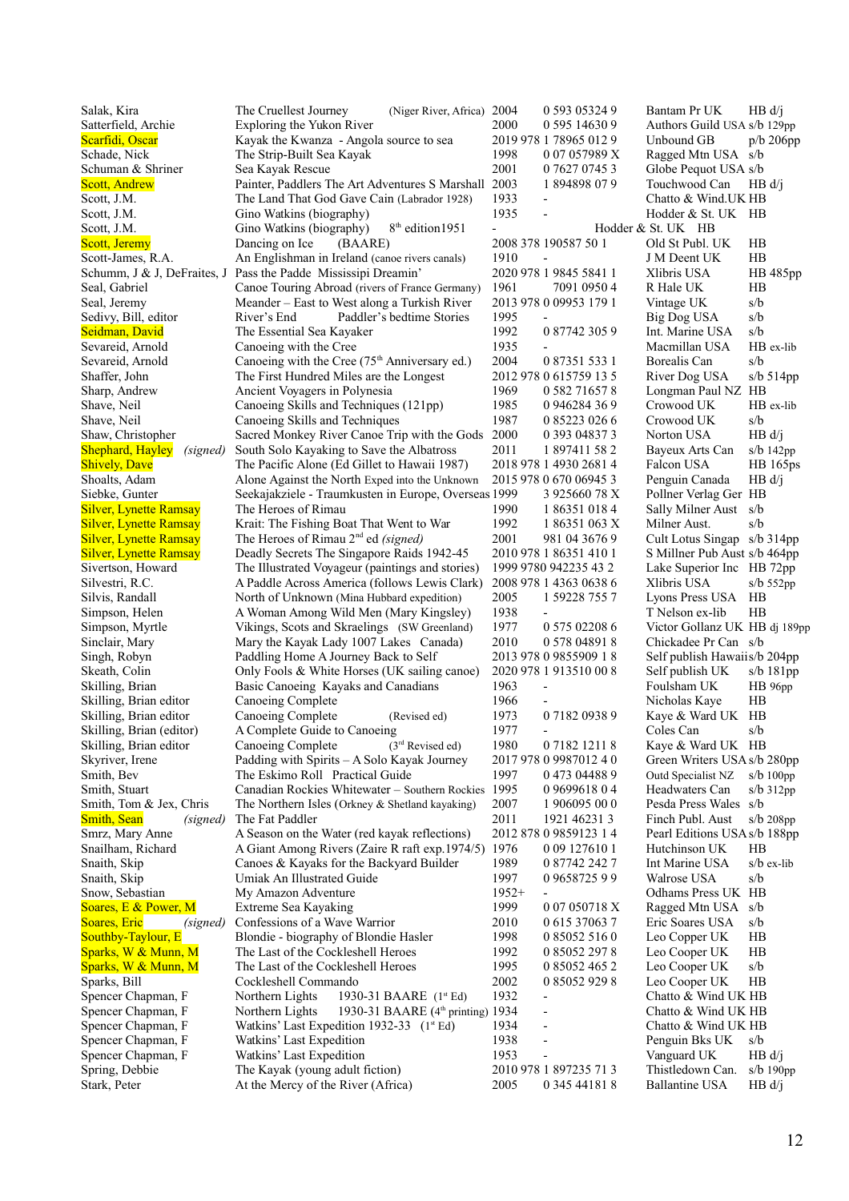| Author | Title | Year | ISBN | Publisher | Format |
|---|---|---|---|---|---|
| Salak, Kira | The Cruellest Journey (Niger River, Africa) | 2004 | 0 593 05324 9 | Bantam Pr UK | HB d/j |
| Satterfield, Archie | Exploring the Yukon River | 2000 | 0 595 14630 9 | Authors Guild USA | s/b 129pp |
| Scarfidi, Oscar | Kayak the Kwanza - Angola source to sea | 2019 | 978 1 78965 012 9 | Unbound GB | p/b 206pp |
| Schade, Nick | The Strip-Built Sea Kayak | 1998 | 0 07 057989 X | Ragged Mtn USA | s/b |
| Schuman & Shriner | Sea Kayak Rescue | 2001 | 0 7627 0745 3 | Globe Pequot USA | s/b |
| Scott, Andrew | Painter, Paddlers The Art Adventures S Marshall | 2003 | 1 894898 07 9 | Touchwood Can | HB d/j |
| Scott, J.M. | The Land That God Gave Cain (Labrador 1928) | 1933 | - | Chatto & Wind.UK | HB |
| Scott, J.M. | Gino Watkins (biography) | 1935 | - | Hodder & St. UK | HB |
| Scott, J.M. | Gino Watkins (biography) 8th edition1951 | - | | Hodder & St. UK | HB |
| Scott, Jeremy | Dancing on Ice (BAARE) | 2008 | 378 190587 50 1 | Old St Publ. UK | HB |
| Scott-James, R.A. | An Englishman in Ireland (canoe rivers canals) | 1910 | - | J M Deent UK | HB |
| Schumm, J & J, DeFraites, J | Pass the Padde Mississipi Dreamin' | 2020 | 978 1 9845 5841 1 | Xlibris USA | HB 485pp |
| Seal, Gabriel | Canoe Touring Abroad (rivers of France Germany) | 1961 | 7091 0950 4 | R Hale UK | HB |
| Seal, Jeremy | Meander – East to West along a Turkish River | 2013 | 978 0 09953 179 1 | Vintage UK | s/b |
| Sedivy, Bill, editor | River's End Paddler's bedtime Stories | 1995 | - | Big Dog USA | s/b |
| Seidman, David | The Essential Sea Kayaker | 1992 | 0 87742 305 9 | Int. Marine USA | s/b |
| Sevareid, Arnold | Canoeing with the Cree | 1935 | - | Macmillan USA | HB ex-lib |
| Sevareid, Arnold | Canoeing with the Cree (75th Anniversary ed.) | 2004 | 0 87351 533 1 | Borealis Can | s/b |
| Shaffer, John | The First Hundred Miles are the Longest | 2012 | 978 0 615759 13 5 | River Dog USA | s/b 514pp |
| Sharp, Andrew | Ancient Voyagers in Polynesia | 1969 | 0 582 71657 8 | Longman Paul NZ | HB |
| Shave, Neil | Canoeing Skills and Techniques (121pp) | 1985 | 0 946284 36 9 | Crowood UK | HB ex-lib |
| Shave, Neil | Canoeing Skills and Techniques | 1987 | 0 85223 026 6 | Crowood UK | s/b |
| Shaw, Christopher | Sacred Monkey River Canoe Trip with the Gods | 2000 | 0 393 04837 3 | Norton USA | HB d/j |
| Shephard, Hayley (signed) | South Solo Kayaking to Save the Albatross | 2011 | 1 897411 58 2 | Bayeux Arts Can | s/b 142pp |
| Shively, Dave | The Pacific Alone (Ed Gillet to Hawaii 1987) | 2018 | 978 1 4930 2681 4 | Falcon USA | HB 165ps |
| Shoalts, Adam | Alone Against the North Exped into the Unknown | 2015 | 978 0 670 06945 3 | Penguin Canada | HB d/j |
| Siebke, Gunter | Seekajakziele - Traumkusten in Europe, Overseas | 1999 | 9780 942235 43 2 / 3 925660 78 X | Pollner Verlag Ger | HB |
| Silver, Lynette Ramsay | The Heroes of Rimau | 1990 | 1 86351 018 4 | Sally Milner Aust | s/b |
| Silver, Lynette Ramsay | Krait: The Fishing Boat That Went to War | 1992 | 1 86351 063 X | Milner Aust. | s/b |
| Silver, Lynette Ramsay | The Heroes of Rimau 2nd ed (signed) | 2001 | 981 04 3676 9 | Cult Lotus Singap | s/b 314pp |
| Silver, Lynette Ramsay | Deadly Secrets The Singapore Raids 1942-45 | 2010 | 978 1 86351 410 1 | S Millner Pub Aust | s/b 464pp |
| Silvertson, Howard | The Illustrated Voyageur (paintings and stories) | 1999 | 9780 942235 43 2 | Lake Superior Inc | HB 72pp |
| Silvestri, R.C. | A Paddle Across America (follows Lewis Clark) | 2008 | 978 1 4363 0638 6 | Xlibris USA | s/b 552pp |
| Silvis, Randall | North of Unknown (Mina Hubbard expedition) | 2005 | 1 59228 755 7 | Lyons Press USA | HB |
| Simpson, Helen | A Woman Among Wild Men (Mary Kingsley) | 1938 | - | T Nelson ex-lib | HB |
| Simpson, Myrtle | Vikings, Scots and Skraelings (SW Greenland) | 1977 | 0 575 02208 6 | Victor Gollanz UK | HB dj 189pp |
| Sinclair, Mary | Mary the Kayak Lady 1007 Lakes Canada) | 2010 | 0 578 04891 8 | Chickadee Pr Can | s/b |
| Singh, Robyn | Paddling Home A Journey Back to Self | 2013 | 978 0 9855909 1 8 | Self publish Hawaii | s/b 204pp |
| Skeath, Colin | Only Fools & White Horses (UK sailing canoe) | 2020 | 978 1 913510 00 8 | Self publish UK | s/b 181pp |
| Skilling, Brian | Basic Canoeing Kayaks and Canadians | 1963 | - | Foulsham UK | HB 96pp |
| Skilling, Brian editor | Canoeing Complete | 1966 | - | Nicholas Kaye | HB |
| Skilling, Brian editor | Canoeing Complete (Revised ed) | 1973 | 0 7182 0938 9 | Kaye & Ward UK | HB |
| Skilling, Brian (editor) | A Complete Guide to Canoeing | 1977 | - | Coles Can | s/b |
| Skilling, Brian editor | Canoeing Complete (3rd Revised ed) | 1980 | 0 7182 1211 8 | Kaye & Ward UK | HB |
| Skyriver, Irene | Padding with Spirits – A Solo Kayak Journey | 2017 | 978 0 9987012 4 0 | Green Writers USA | s/b 280pp |
| Smith, Bev | The Eskimo Roll Practical Guide | 1997 | 0 473 04488 9 | Outd Specialist NZ | s/b 100pp |
| Smith, Stuart | Canadian Rockies Whitewater – Southern Rockies | 1995 | 0 9699618 0 4 | Headwaters Can | s/b 312pp |
| Smith, Tom & Jex, Chris | The Northern Isles (Orkney & Shetland kayaking) | 2007 | 1 906095 00 0 | Pesda Press Wales | s/b |
| Smith, Sean (signed) | The Fat Paddler | 2011 | 1921 46231 3 | Finch Publ. Aust | s/b 208pp |
| Smrz, Mary Anne | A Season on the Water (red kayak reflections) | 2012 | 878 0 9859123 1 4 | Pearl Editions USA | s/b 188pp |
| Snailham, Richard | A Giant Among Rivers (Zaire R raft exp.1974/5) | 1976 | 0 09 127610 1 | Hutchinson UK | HB |
| Snaith, Skip | Canoes & Kayaks for the Backyard Builder | 1989 | 0 87742 242 7 | Int Marine USA | s/b ex-lib |
| Snaith, Skip | Umiak An Illustrated Guide | 1997 | 0 9658725 9 9 | Walrose USA | s/b |
| Snow, Sebastian | My Amazon Adventure | 1952+ | - | Odhams Press UK | HB |
| Soares, E & Power, M | Extreme Sea Kayaking | 1999 | 0 07 050718 X | Ragged Mtn USA | s/b |
| Soares, Eric (signed) | Confessions of a Wave Warrior | 2010 | 0 615 37063 7 | Eric Soares USA | s/b |
| Southby-Taylour, E | Blondie - biography of Blondie Hasler | 1998 | 0 85052 516 0 | Leo Copper UK | HB |
| Sparks, W & Munn, M | The Last of the Cockleshell Heroes | 1992 | 0 85052 297 8 | Leo Cooper UK | HB |
| Sparks, W & Munn, M | The Last of the Cockleshell Heroes | 1995 | 0 85052 465 2 | Leo Cooper UK | s/b |
| Sparks, Bill | Cockleshell Commando | 2002 | 0 85052 929 8 | Leo Cooper UK | HB |
| Spencer Chapman, F | Northern Lights 1930-31 BAARE (1st Ed) | 1932 | - | Chatto & Wind UK | HB |
| Spencer Chapman, F | Northern Lights 1930-31 BAARE (4th printing) | 1934 | - | Chatto & Wind UK | HB |
| Spencer Chapman, F | Watkins' Last Expedition 1932-33 (1st Ed) | 1934 | - | Chatto & Wind UK | HB |
| Spencer Chapman, F | Watkins' Last Expedition | 1938 | - | Penguin Bks UK | s/b |
| Spencer Chapman, F | Watkins' Last Expedition | 1953 | - | Vanguard UK | HB d/j |
| Spring, Debbie | The Kayak (young adult fiction) | 2010 | 978 1 897235 71 3 | Thistledown Can. | s/b 190pp |
| Stark, Peter | At the Mercy of the River (Africa) | 2005 | 0 345 44181 8 | Ballantine USA | HB d/j |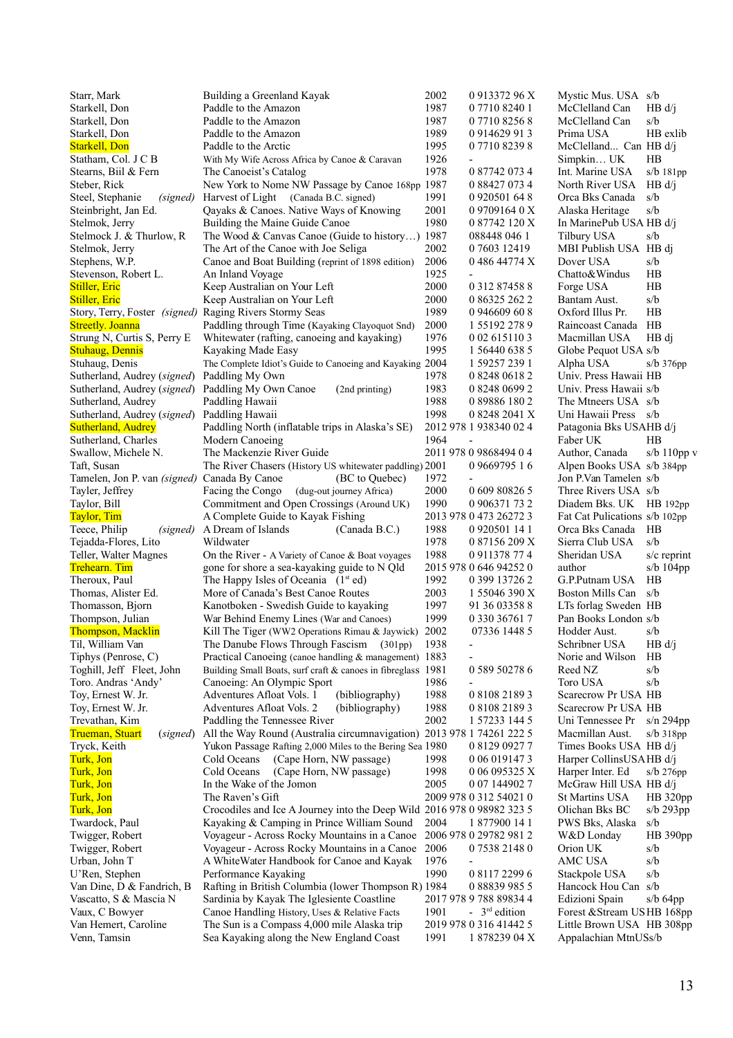| Author | Title | Year | ISBN | Publisher | Format |
|---|---|---|---|---|---|
| Starr, Mark | Building a Greenland Kayak | 2002 | 0 913372 96 X | Mystic Mus. USA | s/b |
| Starkell, Don | Paddle to the Amazon | 1987 | 0 7710 8240 1 | McClelland Can | HB d/j |
| Starkell, Don | Paddle to the Amazon | 1987 | 0 7710 8256 8 | McClelland Can | s/b |
| Starkell, Don | Paddle to the Amazon | 1989 | 0 914629 91 3 | Prima USA | HB exlib |
| Starkell, Don | Paddle to the Arctic | 1995 | 0 7710 8239 8 | McClelland... Can | HB d/j |
| Statham, Col. J C B | With My Wife Across Africa by Canoe & Caravan | 1926 | - | Simpkin… UK | HB |
| Stearns, Biil & Fern | The Canoeist's Catalog | 1978 | 0 87742 073 4 | Int. Marine USA | s/b 181pp |
| Steber, Rick | New York to Nome NW Passage by Canoe 168pp | 1987 | 0 88427 073 4 | North River USA | HB d/j |
| Steel, Stephanie (signed) | Harvest of Light (Canada B.C. signed) | 1991 | 0 920501 64 8 | Orca Bks Canada | s/b |
| Steinbright, Jan Ed. | Qayaks & Canoes. Native Ways of Knowing | 2001 | 0 9709164 0 X | Alaska Heritage | s/b |
| Stelmok, Jerry | Building the Maine Guide Canoe | 1980 | 0 87742 120 X | In MarinePub USA | HB d/j |
| Stelmock J. & Thurlow, R | The Wood & Canvas Canoe (Guide to history…) | 1987 | 088448 046 1 | Tilbury USA | s/b |
| Stelmok, Jerry | The Art of the Canoe with Joe Seliga | 2002 | 0 7603 12419 | MBI Publish USA | HB dj |
| Stephens, W.P. | Canoe and Boat Building (reprint of 1898 edition) | 2006 | 0 486 44774 X | Dover USA | s/b |
| Stevenson, Robert L. | An Inland Voyage | 1925 | - | Chatto&Windus | HB |
| Stiller, Eric | Keep Australian on Your Left | 2000 | 0 312 87458 8 | Forge USA | HB |
| Stiller, Eric | Keep Australian on Your Left | 2000 | 0 86325 262 2 | Bantam Aust. | s/b |
| Story, Terry, Foster (signed) | Raging Rivers Stormy Seas | 1989 | 0 946609 60 8 | Oxford Illus Pr. | HB |
| Streetly. Joanna | Paddling through Time (Kayaking Clayoquot Snd) | 2000 | 1 55192 278 9 | Raincoast Canada | HB |
| Strung N, Curtis S, Perry E | Whitewater (rafting, canoeing and kayaking) | 1976 | 0 02 615110 3 | Macmillan USA | HB dj |
| Stuhaug, Dennis | Kayaking Made Easy | 1995 | 1 56440 638 5 | Globe Pequot USA | s/b |
| Stuhaug, Denis | The Complete Idiot's Guide to Canoeing and Kayaking | 2004 | 1 59257 239 1 | Alpha USA | s/b 376pp |
| Sutherland, Audrey (signed) | Paddling My Own | 1978 | 0 8248 0618 2 | Univ. Press Hawaii | HB |
| Sutherland, Audrey (signed) | Paddling My Own Canoe (2nd printing) | 1983 | 0 8248 0699 2 | Univ. Press Hawaii | s/b |
| Sutherland, Audrey | Paddling Hawaii | 1988 | 0 89886 180 2 | The Mtneers USA | s/b |
| Sutherland, Audrey (signed) | Paddling Hawaii | 1998 | 0 8248 2041 X | Uni Hawaii Press | s/b |
| Sutherland, Audrey | Paddling North (inflatable trips in Alaska's SE) | 2012 | 978 1 938340 02 4 | Patagonia Bks USA | HB d/j |
| Sutherland, Charles | Modern Canoeing | 1964 | - | Faber UK | HB |
| Swallow, Michele N. | The Mackenzie River Guide | 2011 | 978 0 9868494 0 4 | Author, Canada | s/b 110pp v |
| Taft, Susan | The River Chasers (History US whitewater paddling) | 2001 | 0 9669795 1 6 | Alpen Books USA | s/b 384pp |
| Tamelen, Jon P. van (signed) | Canada By Canoe (BC to Quebec) | 1972 | - | Jon P.Van Tamelen | s/b |
| Tayler, Jeffrey | Facing the Congo (dug-out journey Africa) | 2000 | 0 609 80826 5 | Three Rivers USA | s/b |
| Taylor, Bill | Commitment and Open Crossings (Around UK) | 1990 | 0 906371 73 2 | Diadem Bks. UK | HB 192pp |
| Taylor, Tim | A Complete Guide to Kayak Fishing | 2013 | 978 0 473 26272 3 | Fat Cat Pulications | s/b 102pp |
| Teece, Philip (signed) | A Dream of Islands (Canada B.C.) | 1988 | 0 920501 14 1 | Orca Bks Canada | HB |
| Tejadda-Flores, Lito | Wildwater | 1978 | 0 87156 209 X | Sierra Club USA | s/b |
| Teller, Walter Magnes | On the River - A Variety of Canoe & Boat voyages | 1988 | 0 911378 77 4 | Sheridan USA | s/c reprint |
| Trehearn. Tim | gone for shore a sea-kayaking guide to N Qld | 2015 | 978 0 646 94252 0 | author | s/b 104pp |
| Theroux, Paul | The Happy Isles of Oceania (1st ed) | 1992 | 0 399 13726 2 | G.P.Putnam USA | HB |
| Thomas, Alister Ed. | More of Canada's Best Canoe Routes | 2003 | 1 55046 390 X | Boston Mills Can | s/b |
| Thomasson, Bjorn | Kanotboken - Swedish Guide to kayaking | 1997 | 91 36 03358 8 | LTs forlag Sweden | HB |
| Thompson, Julian | War Behind Enemy Lines (War and Canoes) | 1999 | 0 330 36761 7 | Pan Books London | s/b |
| Thompson, Macklin | Kill The Tiger (WW2 Operations Rimau & Jaywick) | 2002 | 07336 1448 5 | Hodder Aust. | s/b |
| Til, William Van | The Danube Flows Through Fascism (301pp) | 1938 | - | Schribner USA | HB d/j |
| Tiphys (Penrose, C) | Practical Canoeing (canoe handling & management) | 1883 | - | Norie and Wilson | HB |
| Toghill, Jeff Fleet, John | Building Small Boats, surf craft & canoes in fibreglass | 1981 | 0 589 50278 6 | Reed NZ | s/b |
| Toro. Andras 'Andy' | Canoeing: An Olympic Sport | 1986 | - | Toro USA | s/b |
| Toy, Ernest W. Jr. | Adventures Afloat Vols. 1 (bibliography) | 1988 | 0 8108 2189 3 | Scarecrow Pr USA | HB |
| Toy, Ernest W. Jr. | Adventures Afloat Vols. 2 (bibliography) | 1988 | 0 8108 2189 3 | Scarecrow Pr USA | HB |
| Trevathan, Kim | Paddling the Tennessee River | 2002 | 1 57233 144 5 | Uni Tennessee Pr | s/n 294pp |
| Trueman, Stuart (signed) | All the Way Round (Australia circumnavigation) | 2013 | 978 1 74261 222 5 | Macmillan Aust. | s/b 318pp |
| Tryck, Keith | Yukon Passage Rafting 2,000 Miles to the Bering Sea | 1980 | 0 8129 0927 7 | Times Books USA | HB d/j |
| Turk, Jon | Cold Oceans (Cape Horn, NW passage) | 1998 | 0 06 019147 3 | Harper CollinsUSA | HB d/j |
| Turk, Jon | Cold Oceans (Cape Horn, NW passage) | 1998 | 0 06 095325 X | Harper Inter. Ed | s/b 276pp |
| Turk, Jon | In the Wake of the Jomon | 2005 | 0 07 144902 7 | McGraw Hill USA | HB d/j |
| Turk, Jon | The Raven's Gift | 2009 | 978 0 312 54021 0 | St Martins USA | HB 320pp |
| Turk, Jon | Crocodiles and Ice A Journey into the Deep Wild | 2016 | 978 0 98982 323 5 | Olichan Bks BC | s/b 293pp |
| Twardock, Paul | Kayaking & Camping in Prince William Sound | 2004 | 1 877900 14 1 | PWS Bks, Alaska | s/b |
| Twigger, Robert | Voyageur - Across Rocky Mountains in a Canoe | 2006 | 978 0 29782 981 2 | W&D Londay | HB 390pp |
| Twigger, Robert | Voyageur - Across Rocky Mountains in a Canoe | 2006 | 0 7538 2148 0 | Orion UK | s/b |
| Urban, John T | A WhiteWater Handbook for Canoe and Kayak | 1976 | - | AMC USA | s/b |
| U'Ren, Stephen | Performance Kayaking | 1990 | 0 8117 2299 6 | Stackpole USA | s/b |
| Van Dine, D & Fandrich, B | Rafting in British Columbia (lower Thompson R) | 1984 | 0 88839 985 5 | Hancock Hou Can | s/b |
| Vascatto, S & Mascia N | Sardinia by Kayak The Iglesiente Coastline | 2017 | 978 9 788 89834 4 | Edizioni Spain | s/b 64pp |
| Vaux, C Bowyer | Canoe Handling History, Uses & Relative Facts | 1901 | - 3rd edition | Forest &Stream US | HB 168pp |
| Van Hemert, Caroline | The Sun is a Compass 4,000 mile Alaska trip | 2019 | 978 0 316 41442 5 | Little Brown USA | HB 308pp |
| Venn, Tamsin | Sea Kayaking along the New England Coast | 1991 | 1 878239 04 X | Appalachian MtnUS | s/b |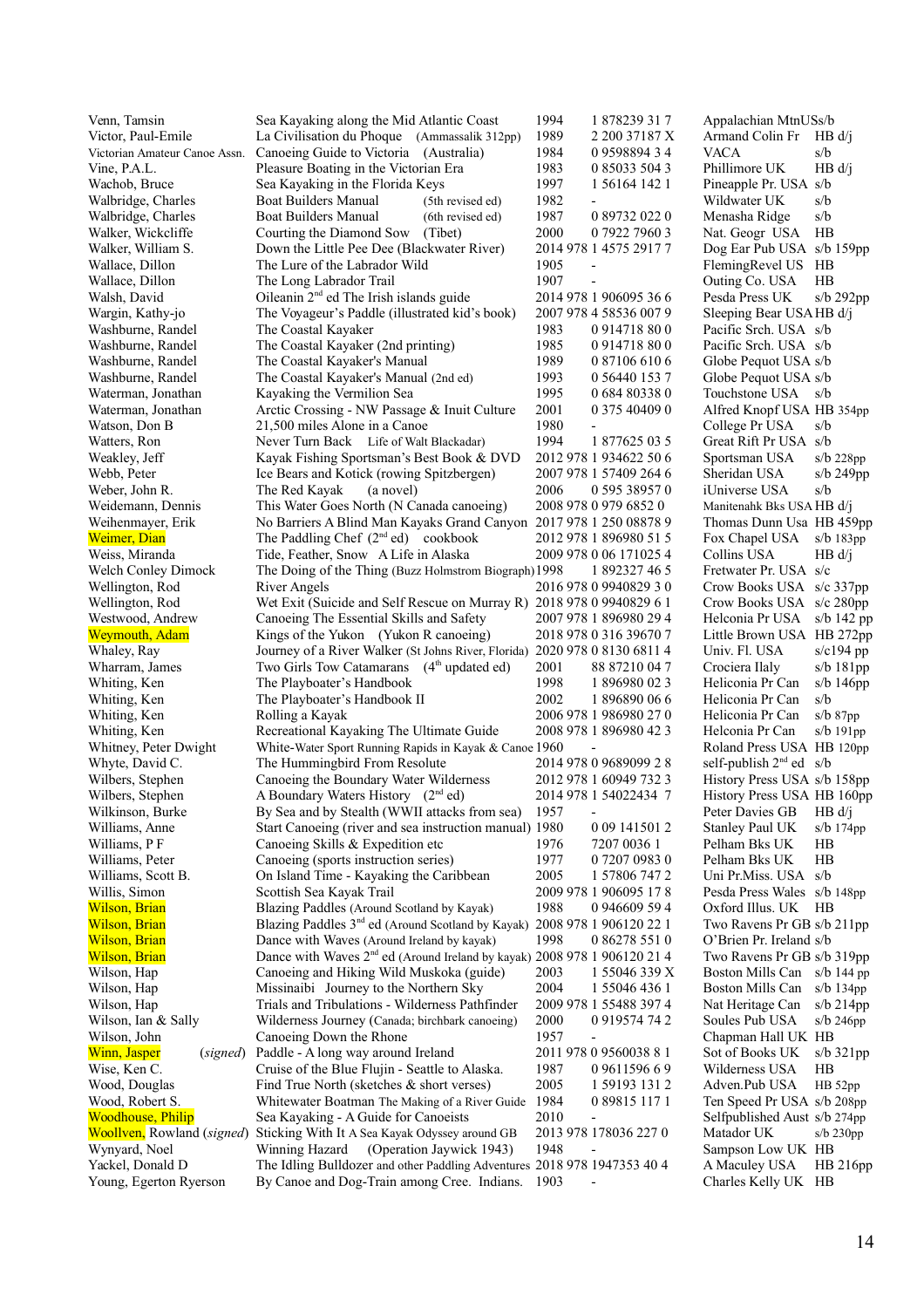| Author | Title | Year | ISBN | Publisher | Format |
|---|---|---|---|---|---|
| Venn, Tamsin | Sea Kayaking along the Mid Atlantic Coast | 1994 | 1 878239 31 7 | Appalachian MtnUS | s/b |
| Victor, Paul-Emile | La Civilisation du Phoque (Ammassalik 312pp) | 1989 | 2 200 37187 X | Armand Colin Fr | HB d/j |
| Victorian Amateur Canoe Assn. | Canoeing Guide to Victoria (Australia) | 1984 | 0 9598894 3 4 | VACA | s/b |
| Vine, P.A.L. | Pleasure Boating in the Victorian Era | 1983 | 0 85033 504 3 | Phillimore UK | HB d/j |
| Wachob, Bruce | Sea Kayaking in the Florida Keys | 1997 | 1 56164 142 1 | Pineapple Pr. USA | s/b |
| Walbridge, Charles | Boat Builders Manual (5th revised ed) | 1982 | - | Wildwater UK | s/b |
| Walbridge, Charles | Boat Builders Manual (6th revised ed) | 1987 | 0 89732 022 0 | Menasha Ridge | s/b |
| Walker, Wickcliffe | Courting the Diamond Sow (Tibet) | 2000 | 0 7922 7960 3 | Nat. Geogr USA | HB |
| Walker, William S. | Down the Little Pee Dee (Blackwater River) | 2014 | 978 1 4575 2917 7 | Dog Ear Pub USA | s/b 159pp |
| Wallace, Dillon | The Lure of the Labrador Wild | 1905 | - | FlemingRevel US | HB |
| Wallace, Dillon | The Long Labrador Trail | 1907 | - | Outing Co. USA | HB |
| Walsh, David | Oileanin 2nd ed The Irish islands guide | 2014 | 978 1 906095 36 6 | Pesda Press UK | s/b 292pp |
| Wargin, Kathy-jo | The Voyageur's Paddle (illustrated kid's book) | 2007 | 978 4 58536 007 9 | Sleeping Bear USA | HB d/j |
| Washburne, Randel | The Coastal Kayaker | 1983 | 0 914718 80 0 | Pacific Srch. USA | s/b |
| Washburne, Randel | The Coastal Kayaker (2nd printing) | 1985 | 0 914718 80 0 | Pacific Srch. USA | s/b |
| Washburne, Randel | The Coastal Kayaker's Manual | 1989 | 0 87106 610 6 | Globe Pequot USA | s/b |
| Washburne, Randel | The Coastal Kayaker's Manual (2nd ed) | 1993 | 0 56440 153 7 | Globe Pequot USA | s/b |
| Waterman, Jonathan | Kayaking the Vermilion Sea | 1995 | 0 684 80338 0 | Touchstone USA | s/b |
| Waterman, Jonathan | Arctic Crossing - NW Passage & Inuit Culture | 2001 | 0 375 40409 0 | Alfred Knopf USA | HB 354pp |
| Watson, Don B | 21,500 miles Alone in a Canoe | 1980 | - | College Pr USA | s/b |
| Watters, Ron | Never Turn Back Life of Walt Blackadar) | 1994 | 1 877625 03 5 | Great Rift Pr USA | s/b |
| Weakley, Jeff | Kayak Fishing Sportsman's Best Book & DVD | 2012 | 978 1 934622 50 6 | Sportsman USA | s/b 228pp |
| Webb, Peter | Ice Bears and Kotick (rowing Spitzbergen) | 2007 | 978 1 57409 264 6 | Sheridan USA | s/b 249pp |
| Weber, John R. | The Red Kayak (a novel) | 2006 | 0 595 38957 0 | iUniverse USA | s/b |
| Weidemann, Dennis | This Water Goes North (N Canada canoeing) | 2008 | 978 0 979 6852 0 | Manitenahk Bks USA | HB d/j |
| Weihenmayer, Erik | No Barriers A Blind Man Kayaks Grand Canyon | 2017 | 978 1 250 08878 9 | Thomas Dunn Usa | HB 459pp |
| Weimer, Dian | The Paddling Chef (2nd ed) cookbook | 2012 | 978 1 896980 51 5 | Fox Chapel USA | s/b 183pp |
| Weiss, Miranda | Tide, Feather, Snow A Life in Alaska | 2009 | 978 0 06 171025 4 | Collins USA | HB d/j |
| Welch Conley Dimock | The Doing of the Thing (Buzz Holmstrom Biograph) | 1998 | 1 892327 46 5 | Fretwater Pr. USA | s/c |
| Wellington, Rod | River Angels | 2016 | 978 0 9940829 3 0 | Crow Books USA | s/c 337pp |
| Wellington, Rod | Wet Exit (Suicide and Self Rescue on Murray R) | 2018 | 978 0 9940829 6 1 | Crow Books USA | s/c 280pp |
| Westwood, Andrew | Canoeing The Essential Skills and Safety | 2007 | 978 1 896980 29 4 | Helconia Pr USA | s/b 142 pp |
| Weymouth, Adam | Kings of the Yukon (Yukon R canoeing) | 2018 | 978 0 316 39670 7 | Little Brown USA | HB 272pp |
| Whaley, Ray | Journey of a River Walker (St Johns River, Florida) | 2020 | 978 0 8130 6811 4 | Univ. Fl. USA | s/c194 pp |
| Wharram, James | Two Girls Tow Catamarans (4th updated ed) | 2001 | 88 87210 04 7 | Crociera Ilaly | s/b 181pp |
| Whiting, Ken | The Playboater's Handbook | 1998 | 1 896980 02 3 | Heliconia Pr Can | s/b 146pp |
| Whiting, Ken | The Playboater's Handbook II | 2002 | 1 896890 06 6 | Heliconia Pr Can | s/b |
| Whiting, Ken | Rolling a Kayak | 2006 | 978 1 986980 27 0 | Heliconia Pr Can | s/b 87pp |
| Whiting, Ken | Recreational Kayaking The Ultimate Guide | 2008 | 978 1 896980 42 3 | Helconia Pr Can | s/b 191pp |
| Whitney, Peter Dwight | White-Water Sport Running Rapids in Kayak & Canoe | 1960 | - | Roland Press USA | HB 120pp |
| Whyte, David C. | The Hummingbird From Resolute | 2014 | 978 0 9689099 2 8 | self-publish 2nd ed | s/b |
| Wilbers, Stephen | Canoeing the Boundary Water Wilderness | 2012 | 978 1 60949 732 3 | History Press USA | s/b 158pp |
| Wilbers, Stephen | A Boundary Waters History (2nd ed) | 2014 | 978 1 54022434 7 | History Press USA | HB 160pp |
| Wilkinson, Burke | By Sea and by Stealth (WWII attacks from sea) | 1957 | - | Peter Davies GB | HB d/j |
| Williams, Anne | Start Canoeing (river and sea instruction manual) | 1980 | 0 09 141501 2 | Stanley Paul UK | s/b 174pp |
| Williams, P F | Canoeing Skills & Expedition etc | 1976 | 7207 0036 1 | Pelham Bks UK | HB |
| Williams, Peter | Canoeing (sports instruction series) | 1977 | 0 7207 0983 0 | Pelham Bks UK | HB |
| Williams, Scott B. | On Island Time - Kayaking the Caribbean | 2005 | 1 57806 747 2 | Uni Pr.Miss. USA | s/b |
| Willis, Simon | Scottish Sea Kayak Trail | 2009 | 978 1 906095 17 8 | Pesda Press Wales | s/b 148pp |
| Wilson, Brian | Blazing Paddles (Around Scotland by Kayak) | 1988 | 0 946609 59 4 | Oxford Illus. UK | HB |
| Wilson, Brian | Blazing Paddles 3rd ed (Around Scotland by Kayak) | 2008 | 978 1 906120 22 1 | Two Ravens Pr GB | s/b 211pp |
| Wilson, Brian | Dance with Waves (Around Ireland by kayak) | 1998 | 0 86278 551 0 | O'Brien Pr. Ireland | s/b |
| Wilson, Brian | Dance with Waves 2nd ed (Around Ireland by kayak) | 2008 | 978 1 906120 21 4 | Two Ravens Pr GB | s/b 319pp |
| Wilson, Hap | Canoeing and Hiking Wild Muskoka (guide) | 2003 | 1 55046 339 X | Boston Mills Can | s/b 144 pp |
| Wilson, Hap | Missinaibi Journey to the Northern Sky | 2004 | 1 55046 436 1 | Boston Mills Can | s/b 134pp |
| Wilson, Hap | Trials and Tribulations - Wilderness Pathfinder | 2009 | 978 1 55488 397 4 | Nat Heritage Can | s/b 214pp |
| Wilson, Ian & Sally | Wilderness Journey (Canada; birchbark canoeing) | 2000 | 0 919574 74 2 | Soules Pub USA | s/b 246pp |
| Wilson, John | Canoeing Down the Rhone | 1957 | - | Chapman Hall UK | HB |
| Winn, Jasper (*signed*) | Paddle - A long way around Ireland | 2011 | 978 0 9560038 8 1 | Sot of Books UK | s/b 321pp |
| Wise, Ken C. | Cruise of the Blue Flujin - Seattle to Alaska. | 1987 | 0 9611596 6 9 | Wilderness USA | HB |
| Wood, Douglas | Find True North (sketches & short verses) | 2005 | 1 59193 131 2 | Adven.Pub USA | HB 52pp |
| Wood, Robert S. | Whitewater Boatman The Making of a River Guide | 1984 | 0 89815 117 1 | Ten Speed Pr USA | s/b 208pp |
| Woodhouse, Philip | Sea Kayaking - A Guide for Canoeists | 2010 | - | Selfpublished Aust | s/b 274pp |
| Woollven, Rowland (*signed*) | Sticking With It A Sea Kayak Odyssey around GB | 2013 | 978 178036 227 0 | Matador UK | s/b 230pp |
| Wynyard, Noel | Winning Hazard (Operation Jaywick 1943) | 1948 | - | Sampson Low UK | HB |
| Yackel, Donald D | The Idling Bulldozer and other Paddling Adventures | 2018 | 978 1947353 40 4 | A Maculey USA | HB 216pp |
| Young, Egerton Ryerson | By Canoe and Dog-Train among Cree. Indians. | 1903 | - | Charles Kelly UK | HB |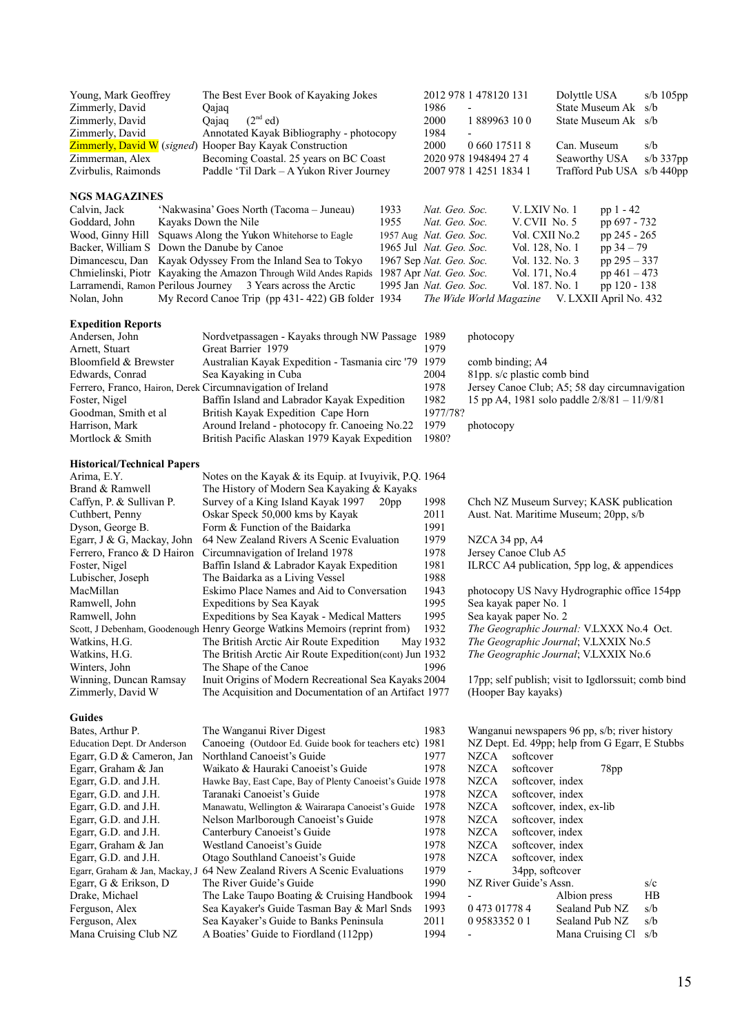| | | | | | |
|---|---|---|---|---|---|
| Young, Mark Geoffrey | The Best Ever Book of Kayaking Jokes | 2012 | 978 1 478120 131 | Dolyttle USA | s/b 105pp |
| Zimmerly, David | Qajaq | 1986 | - | State Museum Ak | s/b |
| Zimmerly, David | Qajaq (2nd ed) | 2000 | 1 889963 10 0 | State Museum Ak | s/b |
| Zimmerly, David | Annotated Kayak Bibliography - photocopy | 1984 | - | | |
| Zimmerly, David W (*signed*) | Hooper Bay Kayak Construction | 2000 | 0 660 17511 8 | Can. Museum | s/b |
| Zimmerman, Alex | Becoming Coastal. 25 years on BC Coast | 2020 | 978 1948494 27 4 | Seaworthy USA | s/b 337pp |
| Zvirbulis, Raimonds | Paddle 'Til Dark – A Yukon River Journey | 2007 | 978 1 4251 1834 1 | Trafford Pub USA | s/b 440pp |

**NGS MAGAZINES**

| | | | | | |
|---|---|---|---|---|---|
| Calvin, Jack | 'Nakwasina' Goes North (Tacoma – Juneau) | 1933 | *Nat. Geo. Soc.* | V. LXIV No. 1 | pp 1 - 42 |
| Goddard, John | Kayaks Down the Nile | 1955 | *Nat. Geo. Soc.* | V. CVII No. 5 | pp 697 - 732 |
| Wood, Ginny Hill | Squaws Along the Yukon Whitehorse to Eagle | 1957 Aug | *Nat. Geo. Soc.* | Vol. CXII No.2 | pp 245 - 265 |
| Backer, William S | Down the Danube by Canoe | 1965 Jul | *Nat. Geo. Soc.* | Vol. 128, No. 1 | pp 34 – 79 |
| Dimancescu, Dan | Kayak Odyssey From the Inland Sea to Tokyo | 1967 Sep | *Nat. Geo. Soc.* | Vol. 132. No. 3 | pp 295 – 337 |
| Chmielinski, Piotr | Kayaking the Amazon Through Wild Andes Rapids | 1987 Apr | *Nat. Geo. Soc.* | Vol. 171, No.4 | pp 461 – 473 |
| Larramendi, Ramon | Perilous Journey 3 Years across the Arctic | 1995 Jan | *Nat. Geo. Soc.* | Vol. 187. No. 1 | pp 120 - 138 |
| Nolan, John | My Record Canoe Trip (pp 431- 422) GB folder | 1934 | *The Wide World Magazine* | V. LXXII April No. 432 | |

**Expedition Reports**

| | | | |
|---|---|---|---|
| Andersen, John | Nordvetpassagen - Kayaks through NW Passage | 1989 | photocopy |
| Arnett, Stuart | Great Barrier 1979 | 1979 | |
| Bloomfield & Brewster | Australian Kayak Expedition - Tasmania circ '79 | 1979 | comb binding; A4 |
| Edwards, Conrad | Sea Kayaking in Cuba | 2004 | 81pp. s/c plastic comb bind |
| Ferrero, Franco, Hairon, Derek | Circumnavigation of Ireland | 1978 | Jersey Canoe Club; A5; 58 day circumnavigation |
| Foster, Nigel | Baffin Island and Labrador Kayak Expedition | 1982 | 15 pp A4, 1981 solo paddle 2/8/81 – 11/9/81 |
| Goodman, Smith et al | British Kayak Expedition Cape Horn | 1977/78? | |
| Harrison, Mark | Around Ireland - photocopy fr. Canoeing No.22 | 1979 | photocopy |
| Mortlock & Smith | British Pacific Alaskan 1979 Kayak Expedition | 1980? | |

**Historical/Technical Papers**

| | | | |
|---|---|---|---|
| Arima, E.Y. | Notes on the Kayak & its Equip. at Ivuyivik, P.Q. | 1964 | |
| Brand & Ramwell | The History of Modern Sea Kayaking & Kayaks | | |
| Caffyn, P. & Sullivan P. | Survey of a King Island Kayak 1997 20pp | 1998 | Chch NZ Museum Survey; KASK publication |
| Cuthbert, Penny | Oskar Speck 50,000 kms by Kayak | 2011 | Aust. Nat. Maritime Museum; 20pp, s/b |
| Dyson, George B. | Form & Function of the Baidarka | 1991 | |
| Egarr, J & G, Mackay, John | 64 New Zealand Rivers A Scenic Evaluation | 1979 | NZCA 34 pp, A4 |
| Ferrero, Franco & D Hairon | Circumnavigation of Ireland 1978 | 1978 | Jersey Canoe Club A5 |
| Foster, Nigel | Baffin Island & Labrador Kayak Expedition | 1981 | ILRCC A4 publication, 5pp log, & appendices |
| Lubischer, Joseph | The Baidarka as a Living Vessel | 1988 | |
| MacMillan | Eskimo Place Names and Aid to Conversation | 1943 | photocopy US Navy Hydrographic office 154pp |
| Ramwell, John | Expeditions by Sea Kayak | 1995 | Sea kayak paper No. 1 |
| Ramwell, John | Expeditions by Sea Kayak - Medical Matters | 1995 | Sea kayak paper No. 2 |
| Scott, J Debenham, Goodenough | Henry George Watkins Memoirs (reprint from) | 1932 | *The Geographic Journal:* V.LXXX No.4 Oct. |
| Watkins, H.G. | The British Arctic Air Route Expedition | May 1932 | *The Geographic Journal*; V.LXXIX No.5 |
| Watkins, H.G. | The British Arctic Air Route Expedition(cont) | Jun 1932 | *The Geographic Journal*; V.LXXIX No.6 |
| Winters, John | The Shape of the Canoe | 1996 | |
| Winning, Duncan Ramsay | Inuit Origins of Modern Recreational Sea Kayaks | 2004 | 17pp; self publish; visit to Igdlorssuit; comb bind |
| Zimmerly, David W | The Acquisition and Documentation of an Artifact | 1977 | (Hooper Bay kayaks) |

**Guides**

| | | | | | |
|---|---|---|---|---|---|
| Bates, Arthur P. | The Wanganui River Digest | 1983 | Wanganui newspapers 96 pp, s/b; river history | | |
| Education Dept. Dr Anderson | Canoeing (Outdoor Ed. Guide book for teachers etc) | 1981 | NZ Dept. Ed. 49pp; help from G Egarr, E Stubbs | | |
| Egarr, G.D & Cameron, Jan | Northland Canoeist's Guide | 1977 | NZCA | softcover | |
| Egarr, Graham & Jan | Waikato & Hauraki Canoeist's Guide | 1978 | NZCA | softcover | 78pp |
| Egarr, G.D. and J.H. | Hawke Bay, East Cape, Bay of Plenty Canoeist's Guide | 1978 | NZCA | softcover, index | |
| Egarr, G.D. and J.H. | Taranaki Canoeist's Guide | 1978 | NZCA | softcover, index | |
| Egarr, G.D. and J.H. | Manawatu, Wellington & Wairarapa Canoeist's Guide | 1978 | NZCA | softcover, index, ex-lib | |
| Egarr, G.D. and J.H. | Nelson Marlborough Canoeist's Guide | 1978 | NZCA | softcover, index | |
| Egarr, G.D. and J.H. | Canterbury Canoeist's Guide | 1978 | NZCA | softcover, index | |
| Egarr, Graham & Jan | Westland Canoeist's Guide | 1978 | NZCA | softcover, index | |
| Egarr, G.D. and J.H. | Otago Southland Canoeist's Guide | 1978 | NZCA | softcover, index | |
| Egarr, Graham & Jan, Mackay, J | 64 New Zealand Rivers A Scenic Evaluations | 1979 | - | 34pp, softcover | |
| Egarr, G & Erikson, D | The River Guide's Guide | 1990 | NZ River Guide's Assn. | | s/c |
| Drake, Michael | The Lake Taupo Boating & Cruising Handbook | 1994 | - | Albion press | HB |
| Ferguson, Alex | Sea Kayaker's Guide Tasman Bay & Marl Snds | 1993 | 0 473 01778 4 | Sealand Pub NZ | s/b |
| Ferguson, Alex | Sea Kayaker's Guide to Banks Peninsula | 2011 | 0 9583352 0 1 | Sealand Pub NZ | s/b |
| Mana Cruising Club NZ | A Boaties' Guide to Fiordland (112pp) | 1994 | - | Mana Cruising Cl | s/b |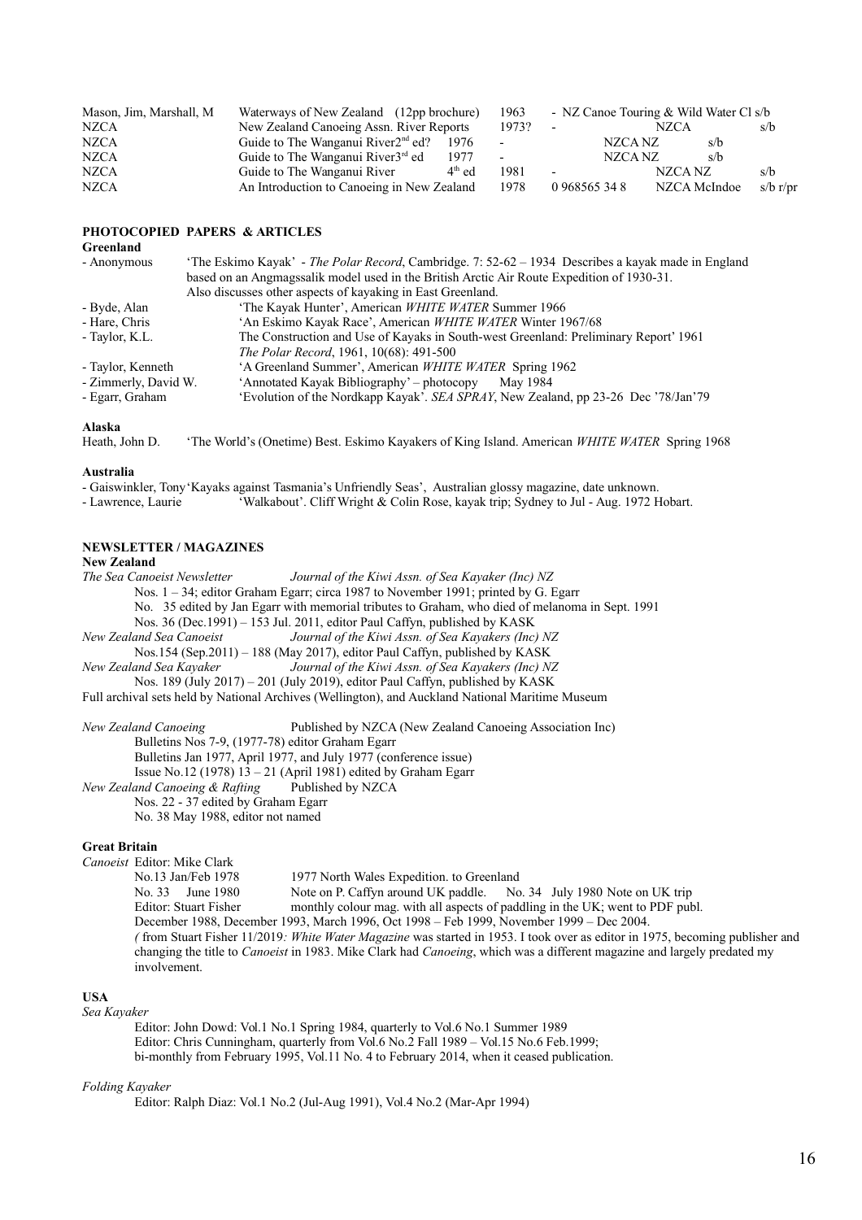| | | | | | |
|---|---|---|---|---|---|
| Mason, Jim, Marshall, M | Waterways of New Zealand (12pp brochure) | 1963 | - NZ Canoe Touring & Wild Water Cl s/b | | |
| NZCA | New Zealand Canoeing Assn. River Reports | 1973? | - | NZCA | s/b |
| NZCA | Guide to The Wanganui River 2nd ed? | 1976 | - | NZCA NZ | s/b |
| NZCA | Guide to The Wanganui River 3rd ed | 1977 | - | NZCA NZ | s/b |
| NZCA | Guide to The Wanganui River 4th ed | 1981 | - | NZCA NZ | s/b |
| NZCA | An Introduction to Canoeing in New Zealand | 1978 | 0 968565 34 8 | NZCA McIndoe | s/b r/pr |

## PHOTOCOPIED PAPERS & ARTICLES

**Greenland**

- Anonymous — 'The Eskimo Kayak' - *The Polar Record*, Cambridge. 7: 52-62 – 1934 Describes a kayak made in England based on an Angmagssalik model used in the British Arctic Air Route Expedition of 1930-31. Also discusses other aspects of kayaking in East Greenland.
- Byde, Alan — 'The Kayak Hunter', American *WHITE WATER* Summer 1966
- Hare, Chris — 'An Eskimo Kayak Race', American *WHITE WATER* Winter 1967/68
- Taylor, K.L. — The Construction and Use of Kayaks in South-west Greenland: Preliminary Report' 1961 *The Polar Record*, 1961, 10(68): 491-500
- Taylor, Kenneth — 'A Greenland Summer', American *WHITE WATER* Spring 1962
- Zimmerly, David W. — 'Annotated Kayak Bibliography' – photocopy May 1984
- Egarr, Graham — 'Evolution of the Nordkapp Kayak'. *SEA SPRAY*, New Zealand, pp 23-26 Dec '78/Jan'79

**Alaska**

Heath, John D. — 'The World's (Onetime) Best. Eskimo Kayakers of King Island. American *WHITE WATER* Spring 1968

**Australia**

- Gaiswinkler, Tony 'Kayaks against Tasmania's Unfriendly Seas', Australian glossy magazine, date unknown.
- Lawrence, Laurie — 'Walkabout'. Cliff Wright & Colin Rose, kayak trip; Sydney to Jul - Aug. 1972 Hobart.

## NEWSLETTER / MAGAZINES

**New Zealand**

*The Sea Canoeist Newsletter* — *Journal of the Kiwi Assn. of Sea Kayaker (Inc) NZ*

Nos. 1 – 34; editor Graham Egarr; circa 1987 to November 1991; printed by G. Egarr

No. 35 edited by Jan Egarr with memorial tributes to Graham, who died of melanoma in Sept. 1991

Nos. 36 (Dec.1991) – 153 Jul. 2011, editor Paul Caffyn, published by KASK

*New Zealand Sea Canoeist* — *Journal of the Kiwi Assn. of Sea Kayakers (Inc) NZ*

Nos.154 (Sep.2011) – 188 (May 2017), editor Paul Caffyn, published by KASK

*New Zealand Sea Kayaker* — *Journal of the Kiwi Assn. of Sea Kayakers (Inc) NZ*

Nos. 189 (July 2017) – 201 (July 2019), editor Paul Caffyn, published by KASK

Full archival sets held by National Archives (Wellington), and Auckland National Maritime Museum

*New Zealand Canoeing* — Published by NZCA (New Zealand Canoeing Association Inc)

Bulletins Nos 7-9, (1977-78) editor Graham Egarr

Bulletins Jan 1977, April 1977, and July 1977 (conference issue)

Issue No.12 (1978) 13 – 21 (April 1981) edited by Graham Egarr

*New Zealand Canoeing & Rafting* — Published by NZCA

Nos. 22 - 37 edited by Graham Egarr

No. 38 May 1988, editor not named

**Great Britain**

*Canoeist* Editor: Mike Clark

No.13 Jan/Feb 1978 — 1977 North Wales Expedition. to Greenland

No. 33 June 1980 — Note on P. Caffyn around UK paddle. No. 34 July 1980 Note on UK trip

Editor: Stuart Fisher — monthly colour mag. with all aspects of paddling in the UK; went to PDF publ.

December 1988, December 1993, March 1996, Oct 1998 – Feb 1999, November 1999 – Dec 2004.

*(* from Stuart Fisher 11/2019*: White Water Magazine* was started in 1953. I took over as editor in 1975, becoming publisher and changing the title to *Canoeist* in 1983. Mike Clark had *Canoeing*, which was a different magazine and largely predated my involvement.

**USA**

*Sea Kayaker*

Editor: John Dowd: Vol.1 No.1 Spring 1984, quarterly to Vol.6 No.1 Summer 1989

Editor: Chris Cunningham, quarterly from Vol.6 No.2 Fall 1989 – Vol.15 No.6 Feb.1999;

bi-monthly from February 1995, Vol.11 No. 4 to February 2014, when it ceased publication.

*Folding Kayaker*

Editor: Ralph Diaz: Vol.1 No.2 (Jul-Aug 1991), Vol.4 No.2 (Mar-Apr 1994)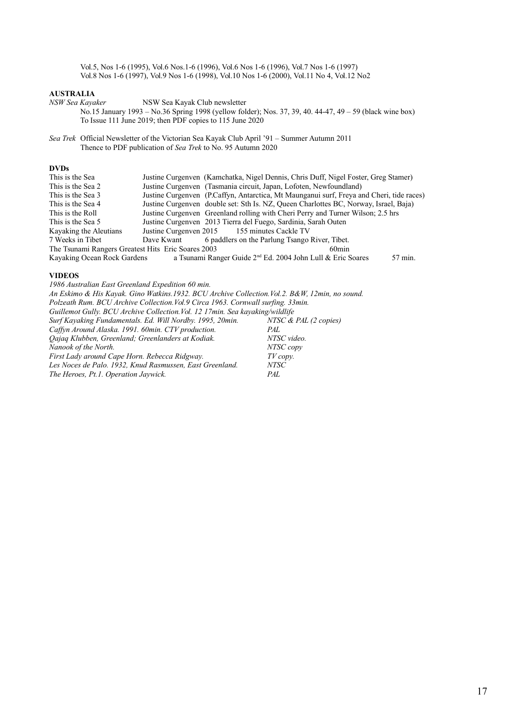Vol.5, Nos 1-6 (1995), Vol.6 Nos.1-6 (1996), Vol.6 Nos 1-6 (1996), Vol.7 Nos 1-6 (1997)
Vol.8 Nos 1-6 (1997), Vol.9 Nos 1-6 (1998), Vol.10 Nos 1-6 (2000), Vol.11 No 4, Vol.12 No2

**AUSTRALIA**

*NSW Sea Kayaker* NSW Sea Kayak Club newsletter
No.15 January 1993 – No.36 Spring 1998 (yellow folder); Nos. 37, 39, 40. 44-47, 49 – 59 (black wine box)
To Issue 111 June 2019; then PDF copies to 115 June 2020

*Sea Trek* Official Newsletter of the Victorian Sea Kayak Club April '91 – Summer Autumn 2011
Thence to PDF publication of *Sea Trek* to No. 95 Autumn 2020

**DVDs**

| | | |
|---|---|---|
| This is the Sea | Justine Curgenven | (Kamchatka, Nigel Dennis, Chris Duff, Nigel Foster, Greg Stamer) |
| This is the Sea 2 | Justine Curgenven | (Tasmania circuit, Japan, Lofoten, Newfoundland) |
| This is the Sea 3 | Justine Curgenven | (P.Caffyn, Antarctica, Mt Maunganui surf, Freya and Cheri, tide races) |
| This is the Sea 4 | Justine Curgenven | double set: Sth Is. NZ, Queen Charlottes BC, Norway, Israel, Baja) |
| This is the Roll | Justine Curgenven | Greenland rolling with Cheri Perry and Turner Wilson; 2.5 hrs |
| This is the Sea 5 | Justine Curgenven | 2013 Tierra del Fuego, Sardinia, Sarah Outen |
| Kayaking the Aleutians | Justine Curgenven 2015 | 155 minutes Cackle TV |
| 7 Weeks in Tibet | Dave Kwant | 6 paddlers on the Parlung Tsango River, Tibet. |
| The Tsunami Rangers Greatest Hits | Eric Soares 2003 | 60min |
| Kayaking Ocean Rock Gardens | a Tsunami Ranger Guide 2nd Ed. 2004 John Lull & Eric Soares | 57 min. |

**VIDEOS**

*1986 Australian East Greenland Expedition 60 min.*
*An Eskimo & His Kayak. Gino Watkins.1932. BCU Archive Collection.Vol.2. B&W, 12min, no sound.*
*Polzeath Rum. BCU Archive Collection.Vol.9 Circa 1963. Cornwall surfing. 33min.*
*Guillemot Gully. BCU Archive Collection.Vol. 12 17min. Sea kayaking/wildlife*

| | |
|---|---|
| *Surf Kayaking Fundamentals. Ed. Will Nordby. 1995, 20min.* | *NTSC & PAL (2 copies)* |
| *Caffyn Around Alaska. 1991. 60min. CTV production.* | *PAL* |
| *Qajaq Klubben, Greenland; Greenlanders at Kodiak.* | *NTSC video.* |
| *Nanook of the North.* | *NTSC copy* |
| *First Lady around Cape Horn. Rebecca Ridgway.* | *TV copy.* |
| *Les Noces de Palo. 1932, Knud Rasmussen, East Greenland.* | *NTSC* |
| *The Heroes, Pt.1. Operation Jaywick.* | *PAL* |